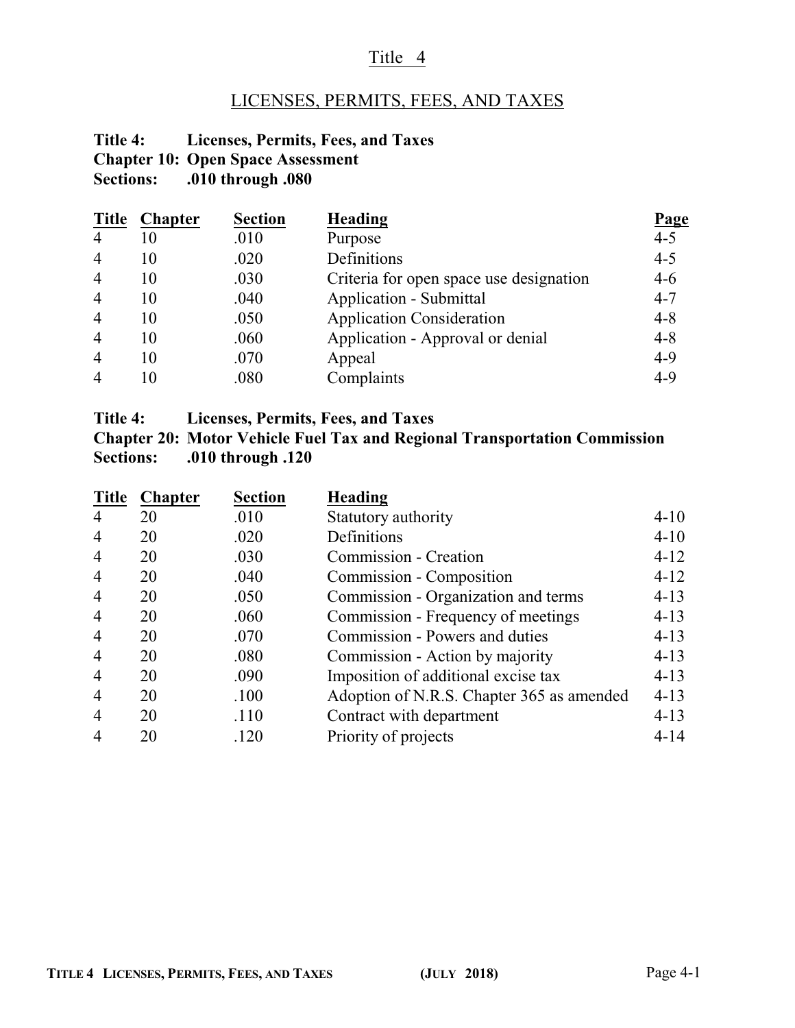# Title 4

## LICENSES, PERMITS, FEES, AND TAXES

**Title 4: Licenses, Permits, Fees, and Taxes**
**Chapter 10: Open Space Assessment**
**Sections: .010 through .080**

| Title | Chapter | Section | Heading | Page |
|---|---|---|---|---|
| 4 | 10 | .010 | Purpose | 4-5 |
| 4 | 10 | .020 | Definitions | 4-5 |
| 4 | 10 | .030 | Criteria for open space use designation | 4-6 |
| 4 | 10 | .040 | Application - Submittal | 4-7 |
| 4 | 10 | .050 | Application Consideration | 4-8 |
| 4 | 10 | .060 | Application - Approval or denial | 4-8 |
| 4 | 10 | .070 | Appeal | 4-9 |
| 4 | 10 | .080 | Complaints | 4-9 |

**Title 4: Licenses, Permits, Fees, and Taxes**
**Chapter 20: Motor Vehicle Fuel Tax and Regional Transportation Commission**
**Sections: .010 through .120**

| Title | Chapter | Section | Heading | |
|---|---|---|---|---|
| 4 | 20 | .010 | Statutory authority | 4-10 |
| 4 | 20 | .020 | Definitions | 4-10 |
| 4 | 20 | .030 | Commission - Creation | 4-12 |
| 4 | 20 | .040 | Commission - Composition | 4-12 |
| 4 | 20 | .050 | Commission - Organization and terms | 4-13 |
| 4 | 20 | .060 | Commission - Frequency of meetings | 4-13 |
| 4 | 20 | .070 | Commission - Powers and duties | 4-13 |
| 4 | 20 | .080 | Commission - Action by majority | 4-13 |
| 4 | 20 | .090 | Imposition of additional excise tax | 4-13 |
| 4 | 20 | .100 | Adoption of N.R.S. Chapter 365 as amended | 4-13 |
| 4 | 20 | .110 | Contract with department | 4-13 |
| 4 | 20 | .120 | Priority of projects | 4-14 |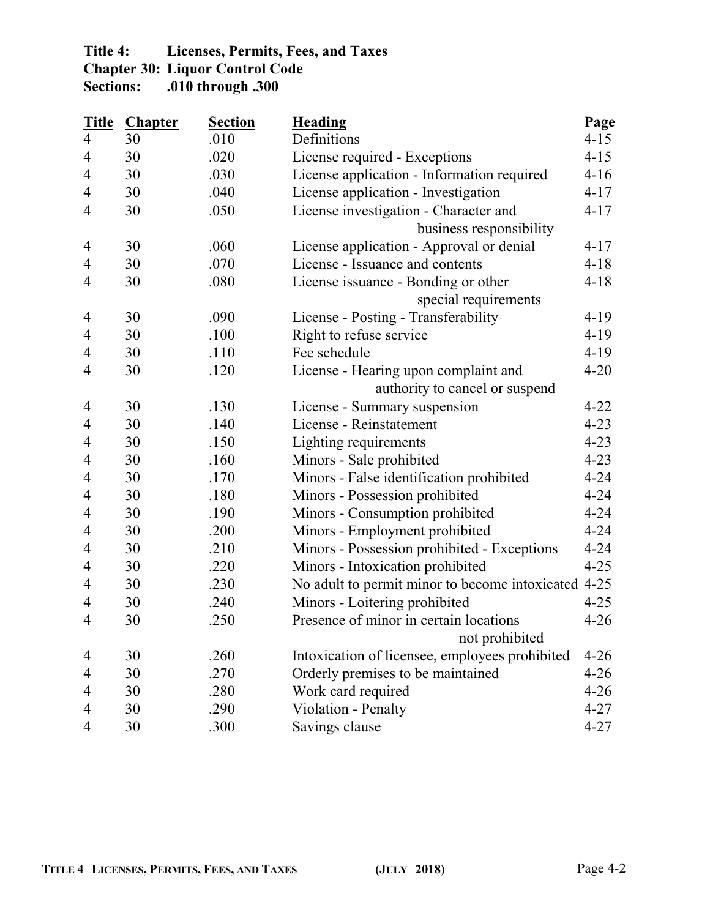**Title 4: Licenses, Permits, Fees, and Taxes**
**Chapter 30: Liquor Control Code**
**Sections: .010 through .300**

| Title | Chapter | Section | Heading | Page |
|---|---|---|---|---|
| 4 | 30 | .010 | Definitions | 4-15 |
| 4 | 30 | .020 | License required - Exceptions | 4-15 |
| 4 | 30 | .030 | License application - Information required | 4-16 |
| 4 | 30 | .040 | License application - Investigation | 4-17 |
| 4 | 30 | .050 | License investigation - Character and business responsibility | 4-17 |
| 4 | 30 | .060 | License application - Approval or denial | 4-17 |
| 4 | 30 | .070 | License - Issuance and contents | 4-18 |
| 4 | 30 | .080 | License issuance - Bonding or other special requirements | 4-18 |
| 4 | 30 | .090 | License - Posting - Transferability | 4-19 |
| 4 | 30 | .100 | Right to refuse service | 4-19 |
| 4 | 30 | .110 | Fee schedule | 4-19 |
| 4 | 30 | .120 | License - Hearing upon complaint and authority to cancel or suspend | 4-20 |
| 4 | 30 | .130 | License - Summary suspension | 4-22 |
| 4 | 30 | .140 | License - Reinstatement | 4-23 |
| 4 | 30 | .150 | Lighting requirements | 4-23 |
| 4 | 30 | .160 | Minors - Sale prohibited | 4-23 |
| 4 | 30 | .170 | Minors - False identification prohibited | 4-24 |
| 4 | 30 | .180 | Minors - Possession prohibited | 4-24 |
| 4 | 30 | .190 | Minors - Consumption prohibited | 4-24 |
| 4 | 30 | .200 | Minors - Employment prohibited | 4-24 |
| 4 | 30 | .210 | Minors - Possession prohibited - Exceptions | 4-24 |
| 4 | 30 | .220 | Minors - Intoxication prohibited | 4-25 |
| 4 | 30 | .230 | No adult to permit minor to become intoxicated | 4-25 |
| 4 | 30 | .240 | Minors - Loitering prohibited | 4-25 |
| 4 | 30 | .250 | Presence of minor in certain locations not prohibited | 4-26 |
| 4 | 30 | .260 | Intoxication of licensee, employees prohibited | 4-26 |
| 4 | 30 | .270 | Orderly premises to be maintained | 4-26 |
| 4 | 30 | .280 | Work card required | 4-26 |
| 4 | 30 | .290 | Violation - Penalty | 4-27 |
| 4 | 30 | .300 | Savings clause | 4-27 |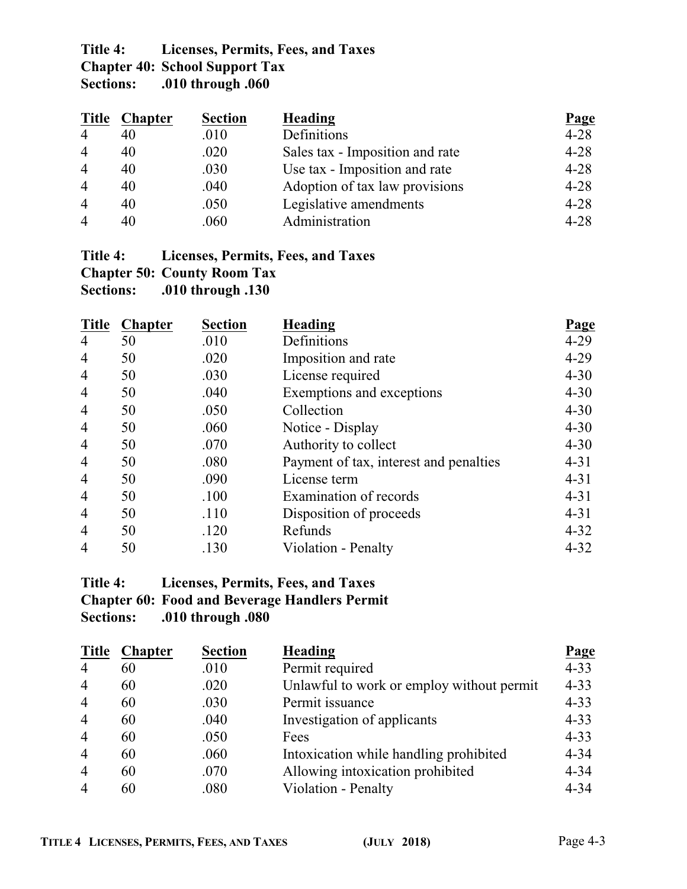**Title 4: Licenses, Permits, Fees, and Taxes**
**Chapter 40: School Support Tax**
**Sections: .010 through .060**

| Title | Chapter | Section | Heading | Page |
|---|---|---|---|---|
| 4 | 40 | .010 | Definitions | 4-28 |
| 4 | 40 | .020 | Sales tax - Imposition and rate | 4-28 |
| 4 | 40 | .030 | Use tax - Imposition and rate | 4-28 |
| 4 | 40 | .040 | Adoption of tax law provisions | 4-28 |
| 4 | 40 | .050 | Legislative amendments | 4-28 |
| 4 | 40 | .060 | Administration | 4-28 |

**Title 4: Licenses, Permits, Fees, and Taxes**
**Chapter 50: County Room Tax**
**Sections: .010 through .130**

| Title | Chapter | Section | Heading | Page |
|---|---|---|---|---|
| 4 | 50 | .010 | Definitions | 4-29 |
| 4 | 50 | .020 | Imposition and rate | 4-29 |
| 4 | 50 | .030 | License required | 4-30 |
| 4 | 50 | .040 | Exemptions and exceptions | 4-30 |
| 4 | 50 | .050 | Collection | 4-30 |
| 4 | 50 | .060 | Notice - Display | 4-30 |
| 4 | 50 | .070 | Authority to collect | 4-30 |
| 4 | 50 | .080 | Payment of tax, interest and penalties | 4-31 |
| 4 | 50 | .090 | License term | 4-31 |
| 4 | 50 | .100 | Examination of records | 4-31 |
| 4 | 50 | .110 | Disposition of proceeds | 4-31 |
| 4 | 50 | .120 | Refunds | 4-32 |
| 4 | 50 | .130 | Violation - Penalty | 4-32 |

**Title 4: Licenses, Permits, Fees, and Taxes**
**Chapter 60: Food and Beverage Handlers Permit**
**Sections: .010 through .080**

| Title | Chapter | Section | Heading | Page |
|---|---|---|---|---|
| 4 | 60 | .010 | Permit required | 4-33 |
| 4 | 60 | .020 | Unlawful to work or employ without permit | 4-33 |
| 4 | 60 | .030 | Permit issuance | 4-33 |
| 4 | 60 | .040 | Investigation of applicants | 4-33 |
| 4 | 60 | .050 | Fees | 4-33 |
| 4 | 60 | .060 | Intoxication while handling prohibited | 4-34 |
| 4 | 60 | .070 | Allowing intoxication prohibited | 4-34 |
| 4 | 60 | .080 | Violation - Penalty | 4-34 |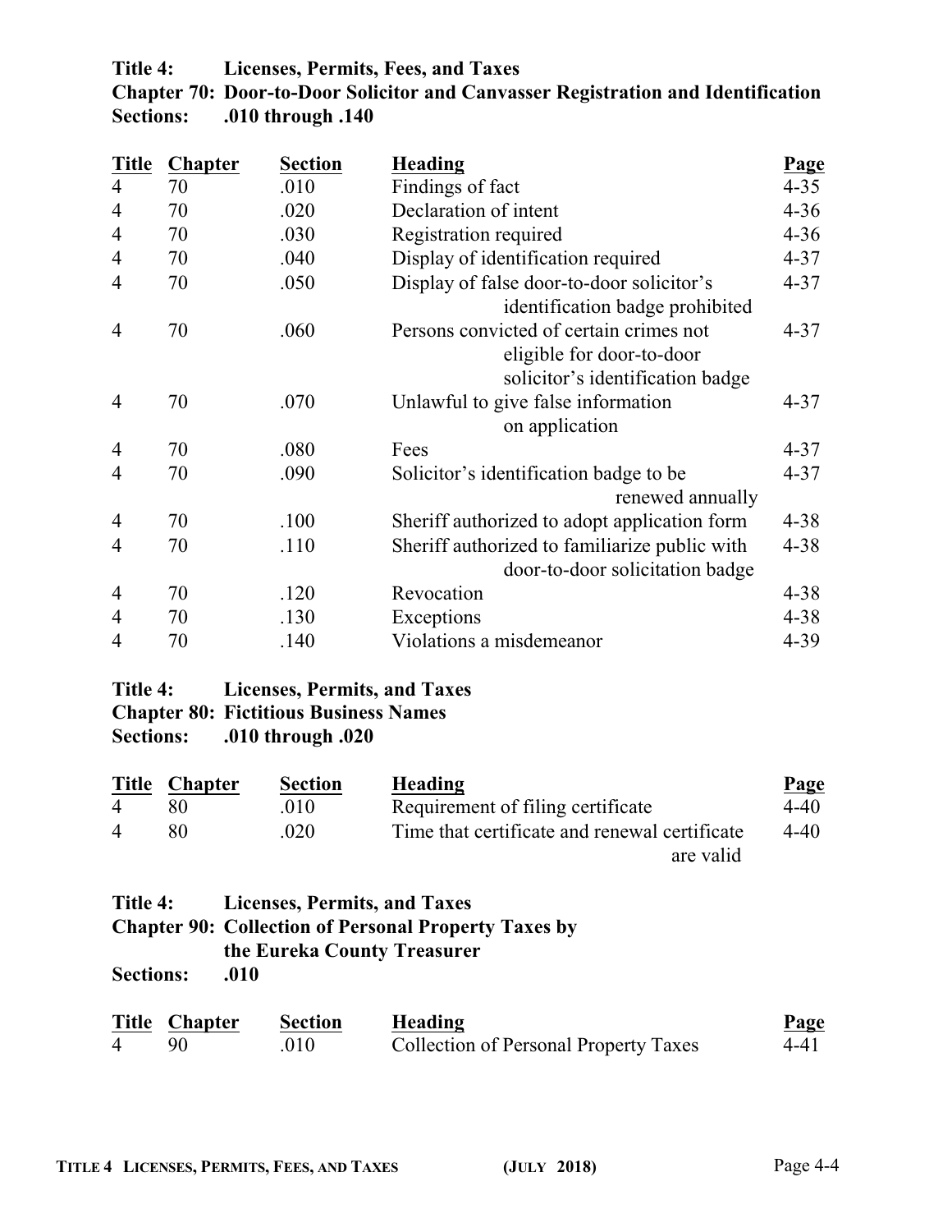**Title 4: Licenses, Permits, Fees, and Taxes**
**Chapter 70: Door-to-Door Solicitor and Canvasser Registration and Identification**
**Sections: .010 through .140**

| Title | Chapter | Section | Heading | Page |
|---|---|---|---|---|
| 4 | 70 | .010 | Findings of fact | 4-35 |
| 4 | 70 | .020 | Declaration of intent | 4-36 |
| 4 | 70 | .030 | Registration required | 4-36 |
| 4 | 70 | .040 | Display of identification required | 4-37 |
| 4 | 70 | .050 | Display of false door-to-door solicitor's identification badge prohibited | 4-37 |
| 4 | 70 | .060 | Persons convicted of certain crimes not eligible for door-to-door solicitor's identification badge | 4-37 |
| 4 | 70 | .070 | Unlawful to give false information on application | 4-37 |
| 4 | 70 | .080 | Fees | 4-37 |
| 4 | 70 | .090 | Solicitor's identification badge to be renewed annually | 4-37 |
| 4 | 70 | .100 | Sheriff authorized to adopt application form | 4-38 |
| 4 | 70 | .110 | Sheriff authorized to familiarize public with door-to-door solicitation badge | 4-38 |
| 4 | 70 | .120 | Revocation | 4-38 |
| 4 | 70 | .130 | Exceptions | 4-38 |
| 4 | 70 | .140 | Violations a misdemeanor | 4-39 |

**Title 4: Licenses, Permits, and Taxes**
**Chapter 80: Fictitious Business Names**
**Sections: .010 through .020**

| Title | Chapter | Section | Heading | Page |
|---|---|---|---|---|
| 4 | 80 | .010 | Requirement of filing certificate | 4-40 |
| 4 | 80 | .020 | Time that certificate and renewal certificate are valid | 4-40 |

**Title 4: Licenses, Permits, and Taxes**
**Chapter 90: Collection of Personal Property Taxes by the Eureka County Treasurer**
**Sections: .010**

| Title | Chapter | Section | Heading | Page |
|---|---|---|---|---|
| 4 | 90 | .010 | Collection of Personal Property Taxes | 4-41 |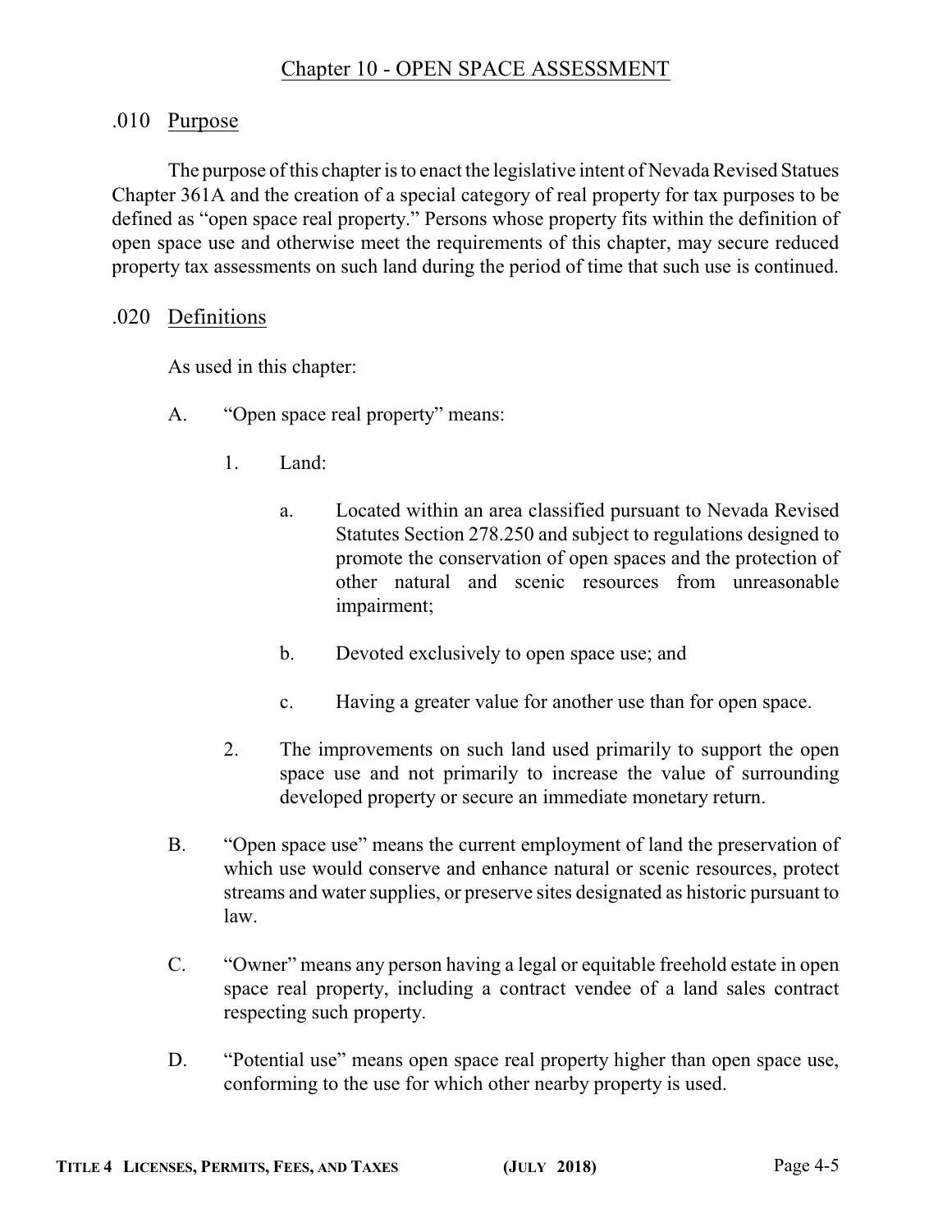# Chapter 10 - OPEN SPACE ASSESSMENT

## .010 Purpose

The purpose of this chapter is to enact the legislative intent of Nevada Revised Statues Chapter 361A and the creation of a special category of real property for tax purposes to be defined as "open space real property." Persons whose property fits within the definition of open space use and otherwise meet the requirements of this chapter, may secure reduced property tax assessments on such land during the period of time that such use is continued.

## .020 Definitions

As used in this chapter:

A. "Open space real property" means:

1. Land:

    a. Located within an area classified pursuant to Nevada Revised Statutes Section 278.250 and subject to regulations designed to promote the conservation of open spaces and the protection of other natural and scenic resources from unreasonable impairment;

    b. Devoted exclusively to open space use; and

    c. Having a greater value for another use than for open space.

2. The improvements on such land used primarily to support the open space use and not primarily to increase the value of surrounding developed property or secure an immediate monetary return.

B. "Open space use" means the current employment of land the preservation of which use would conserve and enhance natural or scenic resources, protect streams and water supplies, or preserve sites designated as historic pursuant to law.

C. "Owner" means any person having a legal or equitable freehold estate in open space real property, including a contract vendee of a land sales contract respecting such property.

D. "Potential use" means open space real property higher than open space use, conforming to the use for which other nearby property is used.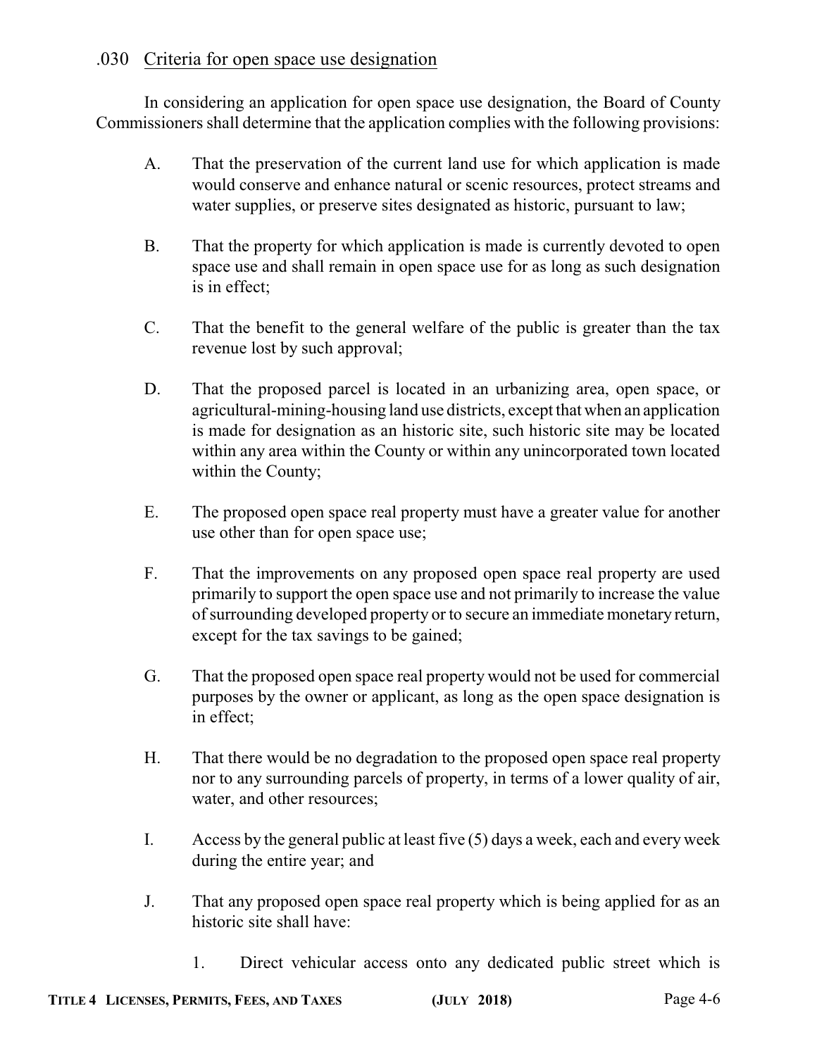## .030 Criteria for open space use designation

In considering an application for open space use designation, the Board of County Commissioners shall determine that the application complies with the following provisions:

A. That the preservation of the current land use for which application is made would conserve and enhance natural or scenic resources, protect streams and water supplies, or preserve sites designated as historic, pursuant to law;

B. That the property for which application is made is currently devoted to open space use and shall remain in open space use for as long as such designation is in effect;

C. That the benefit to the general welfare of the public is greater than the tax revenue lost by such approval;

D. That the proposed parcel is located in an urbanizing area, open space, or agricultural-mining-housing land use districts, except that when an application is made for designation as an historic site, such historic site may be located within any area within the County or within any unincorporated town located within the County;

E. The proposed open space real property must have a greater value for another use other than for open space use;

F. That the improvements on any proposed open space real property are used primarily to support the open space use and not primarily to increase the value of surrounding developed property or to secure an immediate monetary return, except for the tax savings to be gained;

G. That the proposed open space real property would not be used for commercial purposes by the owner or applicant, as long as the open space designation is in effect;

H. That there would be no degradation to the proposed open space real property nor to any surrounding parcels of property, in terms of a lower quality of air, water, and other resources;

I. Access by the general public at least five (5) days a week, each and every week during the entire year; and

J. That any proposed open space real property which is being applied for as an historic site shall have:

1. Direct vehicular access onto any dedicated public street which is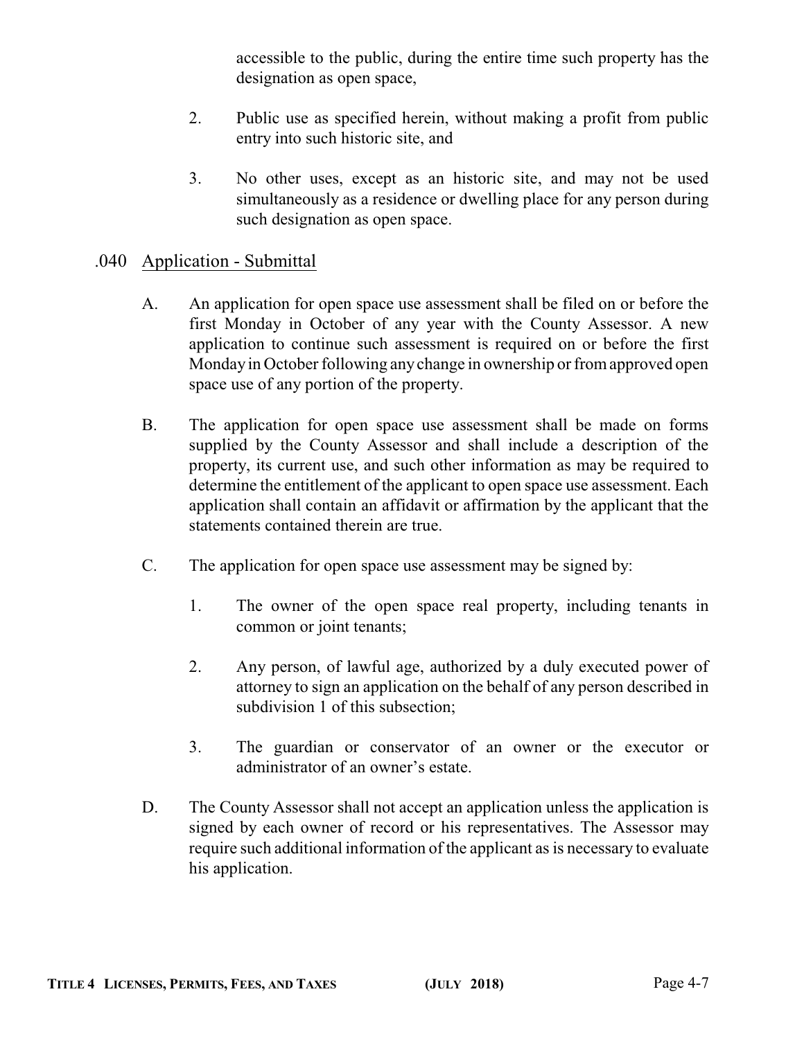accessible to the public, during the entire time such property has the designation as open space,

2. Public use as specified herein, without making a profit from public entry into such historic site, and

3. No other uses, except as an historic site, and may not be used simultaneously as a residence or dwelling place for any person during such designation as open space.

### .040 Application - Submittal

A. An application for open space use assessment shall be filed on or before the first Monday in October of any year with the County Assessor. A new application to continue such assessment is required on or before the first Monday in October following any change in ownership or from approved open space use of any portion of the property.

B. The application for open space use assessment shall be made on forms supplied by the County Assessor and shall include a description of the property, its current use, and such other information as may be required to determine the entitlement of the applicant to open space use assessment. Each application shall contain an affidavit or affirmation by the applicant that the statements contained therein are true.

C. The application for open space use assessment may be signed by:

1. The owner of the open space real property, including tenants in common or joint tenants;

2. Any person, of lawful age, authorized by a duly executed power of attorney to sign an application on the behalf of any person described in subdivision 1 of this subsection;

3. The guardian or conservator of an owner or the executor or administrator of an owner's estate.

D. The County Assessor shall not accept an application unless the application is signed by each owner of record or his representatives. The Assessor may require such additional information of the applicant as is necessary to evaluate his application.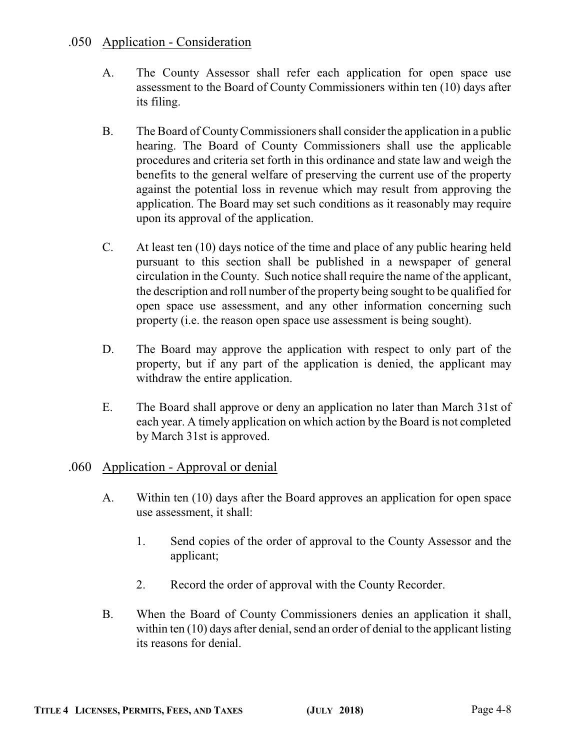## .050 Application - Consideration

A. The County Assessor shall refer each application for open space use assessment to the Board of County Commissioners within ten (10) days after its filing.

B. The Board of County Commissioners shall consider the application in a public hearing. The Board of County Commissioners shall use the applicable procedures and criteria set forth in this ordinance and state law and weigh the benefits to the general welfare of preserving the current use of the property against the potential loss in revenue which may result from approving the application. The Board may set such conditions as it reasonably may require upon its approval of the application.

C. At least ten (10) days notice of the time and place of any public hearing held pursuant to this section shall be published in a newspaper of general circulation in the County. Such notice shall require the name of the applicant, the description and roll number of the property being sought to be qualified for open space use assessment, and any other information concerning such property (i.e. the reason open space use assessment is being sought).

D. The Board may approve the application with respect to only part of the property, but if any part of the application is denied, the applicant may withdraw the entire application.

E. The Board shall approve or deny an application no later than March 31st of each year. A timely application on which action by the Board is not completed by March 31st is approved.

## .060 Application - Approval or denial

A. Within ten (10) days after the Board approves an application for open space use assessment, it shall:

1. Send copies of the order of approval to the County Assessor and the applicant;

2. Record the order of approval with the County Recorder.

B. When the Board of County Commissioners denies an application it shall, within ten (10) days after denial, send an order of denial to the applicant listing its reasons for denial.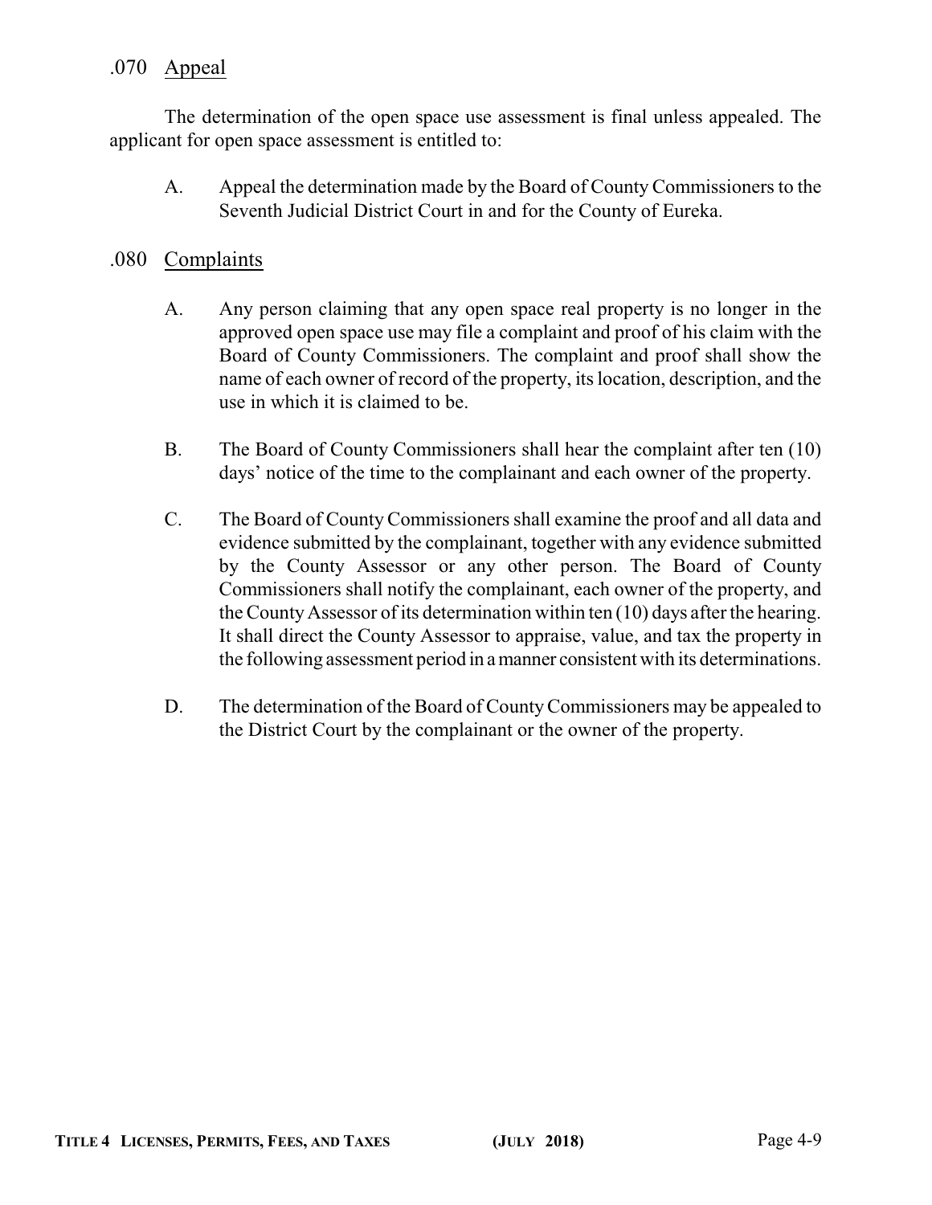## .070 Appeal

The determination of the open space use assessment is final unless appealed. The applicant for open space assessment is entitled to:

A. Appeal the determination made by the Board of County Commissioners to the Seventh Judicial District Court in and for the County of Eureka.

## .080 Complaints

A. Any person claiming that any open space real property is no longer in the approved open space use may file a complaint and proof of his claim with the Board of County Commissioners. The complaint and proof shall show the name of each owner of record of the property, its location, description, and the use in which it is claimed to be.

B. The Board of County Commissioners shall hear the complaint after ten (10) days' notice of the time to the complainant and each owner of the property.

C. The Board of County Commissioners shall examine the proof and all data and evidence submitted by the complainant, together with any evidence submitted by the County Assessor or any other person. The Board of County Commissioners shall notify the complainant, each owner of the property, and the County Assessor of its determination within ten (10) days after the hearing. It shall direct the County Assessor to appraise, value, and tax the property in the following assessment period in a manner consistent with its determinations.

D. The determination of the Board of County Commissioners may be appealed to the District Court by the complainant or the owner of the property.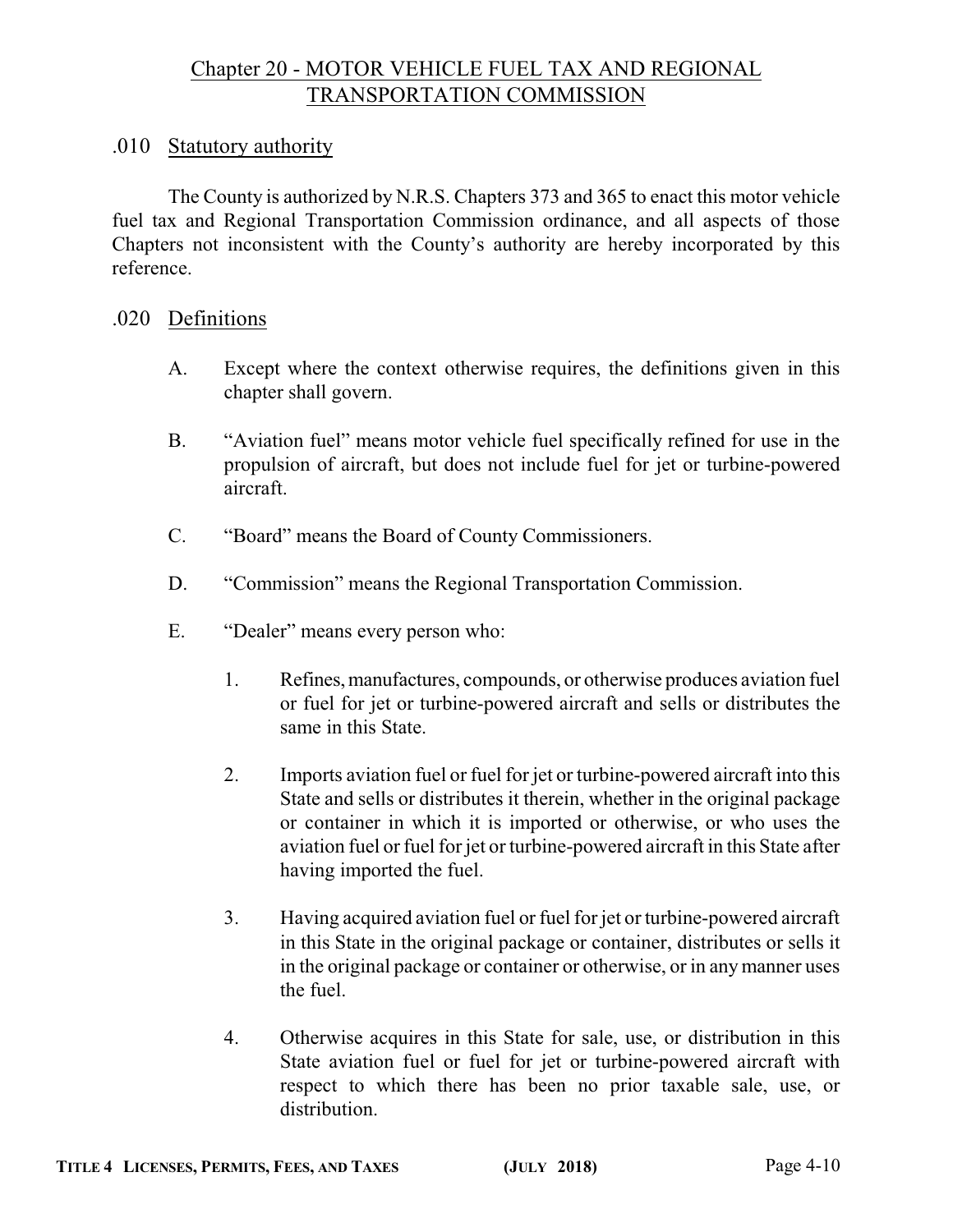# Chapter 20 - MOTOR VEHICLE FUEL TAX AND REGIONAL TRANSPORTATION COMMISSION

## .010 Statutory authority

The County is authorized by N.R.S. Chapters 373 and 365 to enact this motor vehicle fuel tax and Regional Transportation Commission ordinance, and all aspects of those Chapters not inconsistent with the County's authority are hereby incorporated by this reference.

## .020 Definitions

A. Except where the context otherwise requires, the definitions given in this chapter shall govern.

B. "Aviation fuel" means motor vehicle fuel specifically refined for use in the propulsion of aircraft, but does not include fuel for jet or turbine-powered aircraft.

C. "Board" means the Board of County Commissioners.

D. "Commission" means the Regional Transportation Commission.

E. "Dealer" means every person who:

1. Refines, manufactures, compounds, or otherwise produces aviation fuel or fuel for jet or turbine-powered aircraft and sells or distributes the same in this State.

2. Imports aviation fuel or fuel for jet or turbine-powered aircraft into this State and sells or distributes it therein, whether in the original package or container in which it is imported or otherwise, or who uses the aviation fuel or fuel for jet or turbine-powered aircraft in this State after having imported the fuel.

3. Having acquired aviation fuel or fuel for jet or turbine-powered aircraft in this State in the original package or container, distributes or sells it in the original package or container or otherwise, or in any manner uses the fuel.

4. Otherwise acquires in this State for sale, use, or distribution in this State aviation fuel or fuel for jet or turbine-powered aircraft with respect to which there has been no prior taxable sale, use, or distribution.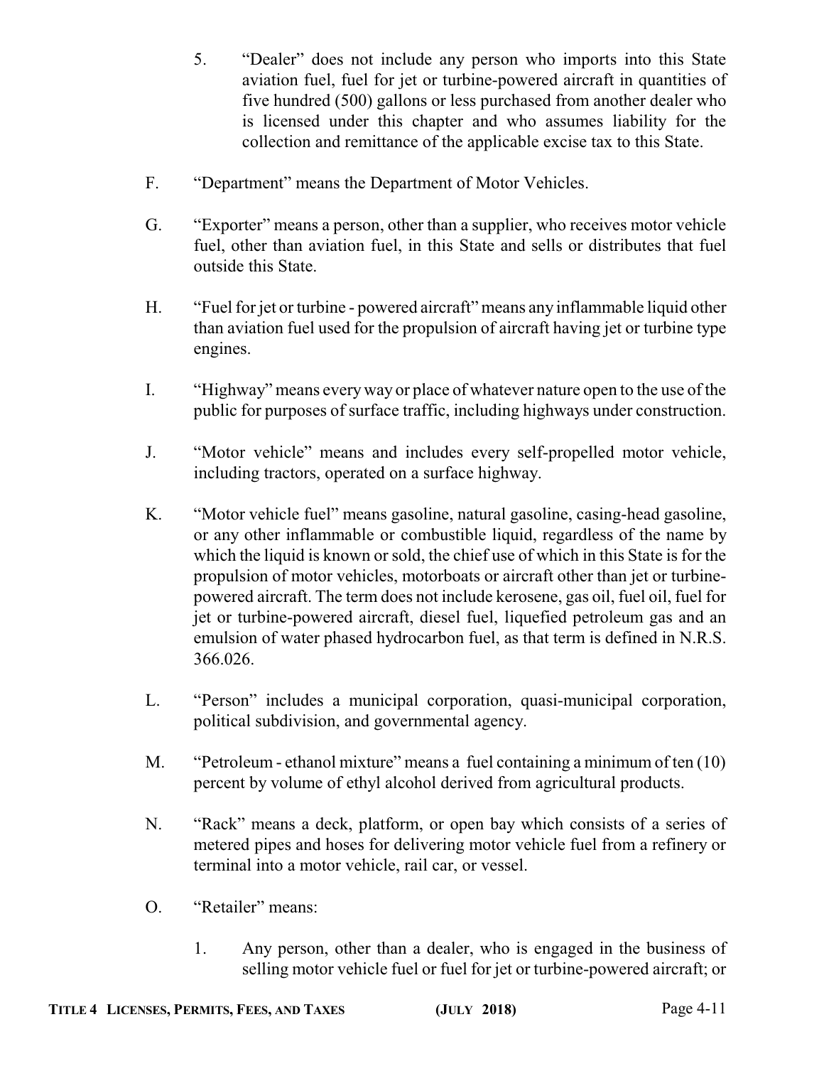5. "Dealer" does not include any person who imports into this State aviation fuel, fuel for jet or turbine-powered aircraft in quantities of five hundred (500) gallons or less purchased from another dealer who is licensed under this chapter and who assumes liability for the collection and remittance of the applicable excise tax to this State.

F. "Department" means the Department of Motor Vehicles.

G. "Exporter" means a person, other than a supplier, who receives motor vehicle fuel, other than aviation fuel, in this State and sells or distributes that fuel outside this State.

H. "Fuel for jet or turbine - powered aircraft" means any inflammable liquid other than aviation fuel used for the propulsion of aircraft having jet or turbine type engines.

I. "Highway" means every way or place of whatever nature open to the use of the public for purposes of surface traffic, including highways under construction.

J. "Motor vehicle" means and includes every self-propelled motor vehicle, including tractors, operated on a surface highway.

K. "Motor vehicle fuel" means gasoline, natural gasoline, casing-head gasoline, or any other inflammable or combustible liquid, regardless of the name by which the liquid is known or sold, the chief use of which in this State is for the propulsion of motor vehicles, motorboats or aircraft other than jet or turbine-powered aircraft. The term does not include kerosene, gas oil, fuel oil, fuel for jet or turbine-powered aircraft, diesel fuel, liquefied petroleum gas and an emulsion of water phased hydrocarbon fuel, as that term is defined in N.R.S. 366.026.

L. "Person" includes a municipal corporation, quasi-municipal corporation, political subdivision, and governmental agency.

M. "Petroleum - ethanol mixture" means a fuel containing a minimum of ten (10) percent by volume of ethyl alcohol derived from agricultural products.

N. "Rack" means a deck, platform, or open bay which consists of a series of metered pipes and hoses for delivering motor vehicle fuel from a refinery or terminal into a motor vehicle, rail car, or vessel.

O. "Retailer" means:

1. Any person, other than a dealer, who is engaged in the business of selling motor vehicle fuel or fuel for jet or turbine-powered aircraft; or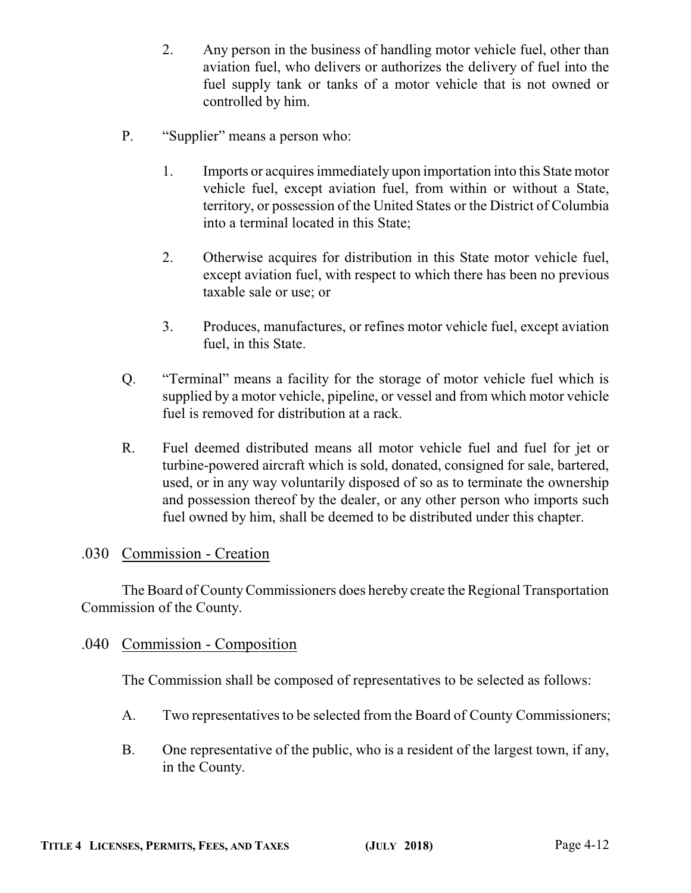2. Any person in the business of handling motor vehicle fuel, other than aviation fuel, who delivers or authorizes the delivery of fuel into the fuel supply tank or tanks of a motor vehicle that is not owned or controlled by him.

P. "Supplier" means a person who:

1. Imports or acquires immediately upon importation into this State motor vehicle fuel, except aviation fuel, from within or without a State, territory, or possession of the United States or the District of Columbia into a terminal located in this State;

2. Otherwise acquires for distribution in this State motor vehicle fuel, except aviation fuel, with respect to which there has been no previous taxable sale or use; or

3. Produces, manufactures, or refines motor vehicle fuel, except aviation fuel, in this State.

Q. "Terminal" means a facility for the storage of motor vehicle fuel which is supplied by a motor vehicle, pipeline, or vessel and from which motor vehicle fuel is removed for distribution at a rack.

R. Fuel deemed distributed means all motor vehicle fuel and fuel for jet or turbine-powered aircraft which is sold, donated, consigned for sale, bartered, used, or in any way voluntarily disposed of so as to terminate the ownership and possession thereof by the dealer, or any other person who imports such fuel owned by him, shall be deemed to be distributed under this chapter.

### .030 Commission - Creation

The Board of County Commissioners does hereby create the Regional Transportation Commission of the County.

### .040 Commission - Composition

The Commission shall be composed of representatives to be selected as follows:

A. Two representatives to be selected from the Board of County Commissioners;

B. One representative of the public, who is a resident of the largest town, if any, in the County.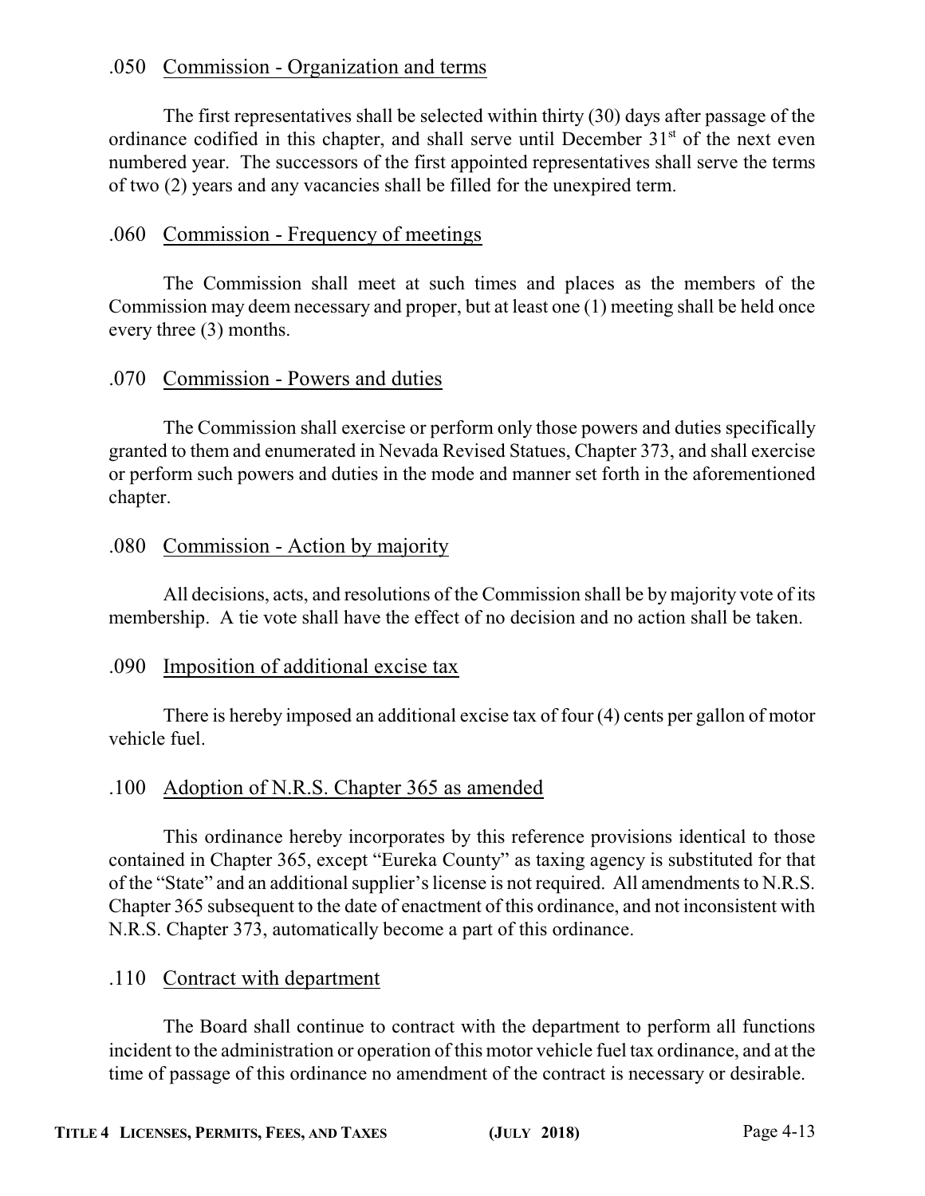### .050 Commission - Organization and terms

The first representatives shall be selected within thirty (30) days after passage of the ordinance codified in this chapter, and shall serve until December 31st of the next even numbered year. The successors of the first appointed representatives shall serve the terms of two (2) years and any vacancies shall be filled for the unexpired term.

### .060 Commission - Frequency of meetings

The Commission shall meet at such times and places as the members of the Commission may deem necessary and proper, but at least one (1) meeting shall be held once every three (3) months.

### .070 Commission - Powers and duties

The Commission shall exercise or perform only those powers and duties specifically granted to them and enumerated in Nevada Revised Statues, Chapter 373, and shall exercise or perform such powers and duties in the mode and manner set forth in the aforementioned chapter.

### .080 Commission - Action by majority

All decisions, acts, and resolutions of the Commission shall be by majority vote of its membership. A tie vote shall have the effect of no decision and no action shall be taken.

### .090 Imposition of additional excise tax

There is hereby imposed an additional excise tax of four (4) cents per gallon of motor vehicle fuel.

### .100 Adoption of N.R.S. Chapter 365 as amended

This ordinance hereby incorporates by this reference provisions identical to those contained in Chapter 365, except "Eureka County" as taxing agency is substituted for that of the "State" and an additional supplier's license is not required. All amendments to N.R.S. Chapter 365 subsequent to the date of enactment of this ordinance, and not inconsistent with N.R.S. Chapter 373, automatically become a part of this ordinance.

### .110 Contract with department

The Board shall continue to contract with the department to perform all functions incident to the administration or operation of this motor vehicle fuel tax ordinance, and at the time of passage of this ordinance no amendment of the contract is necessary or desirable.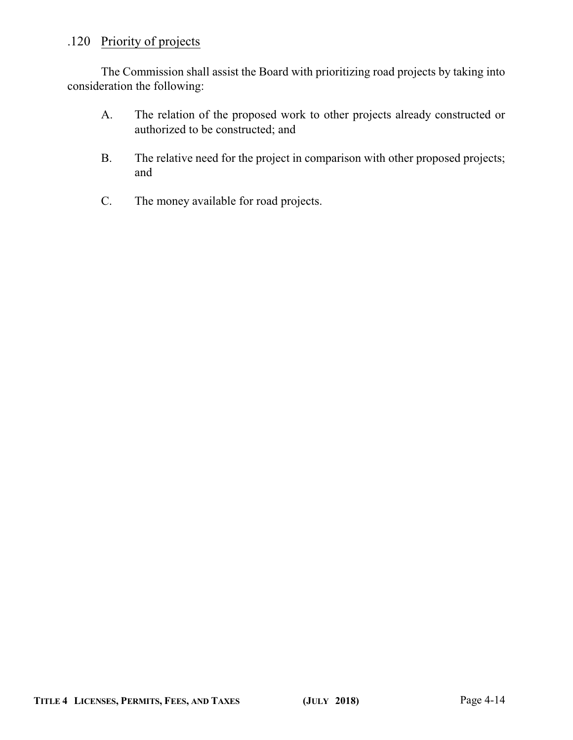### .120 Priority of projects

The Commission shall assist the Board with prioritizing road projects by taking into consideration the following:

A. The relation of the proposed work to other projects already constructed or authorized to be constructed; and

B. The relative need for the project in comparison with other proposed projects; and

C. The money available for road projects.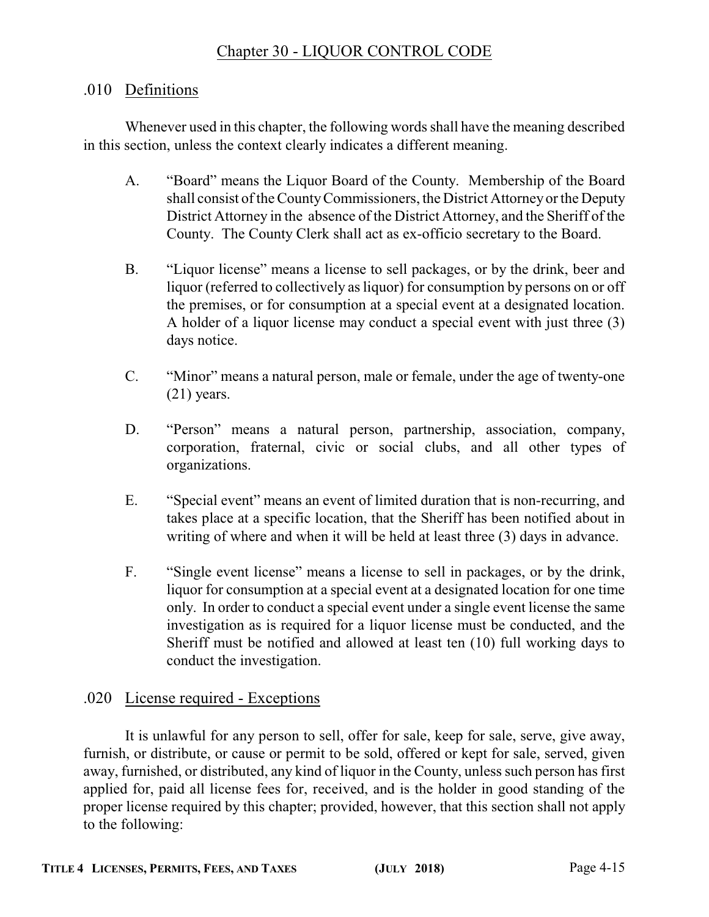# Chapter 30 - LIQUOR CONTROL CODE

## .010 Definitions

Whenever used in this chapter, the following words shall have the meaning described in this section, unless the context clearly indicates a different meaning.

A. "Board" means the Liquor Board of the County. Membership of the Board shall consist of the County Commissioners, the District Attorney or the Deputy District Attorney in the absence of the District Attorney, and the Sheriff of the County. The County Clerk shall act as ex-officio secretary to the Board.

B. "Liquor license" means a license to sell packages, or by the drink, beer and liquor (referred to collectively as liquor) for consumption by persons on or off the premises, or for consumption at a special event at a designated location. A holder of a liquor license may conduct a special event with just three (3) days notice.

C. "Minor" means a natural person, male or female, under the age of twenty-one (21) years.

D. "Person" means a natural person, partnership, association, company, corporation, fraternal, civic or social clubs, and all other types of organizations.

E. "Special event" means an event of limited duration that is non-recurring, and takes place at a specific location, that the Sheriff has been notified about in writing of where and when it will be held at least three (3) days in advance.

F. "Single event license" means a license to sell in packages, or by the drink, liquor for consumption at a special event at a designated location for one time only. In order to conduct a special event under a single event license the same investigation as is required for a liquor license must be conducted, and the Sheriff must be notified and allowed at least ten (10) full working days to conduct the investigation.

## .020 License required - Exceptions

It is unlawful for any person to sell, offer for sale, keep for sale, serve, give away, furnish, or distribute, or cause or permit to be sold, offered or kept for sale, served, given away, furnished, or distributed, any kind of liquor in the County, unless such person has first applied for, paid all license fees for, received, and is the holder in good standing of the proper license required by this chapter; provided, however, that this section shall not apply to the following: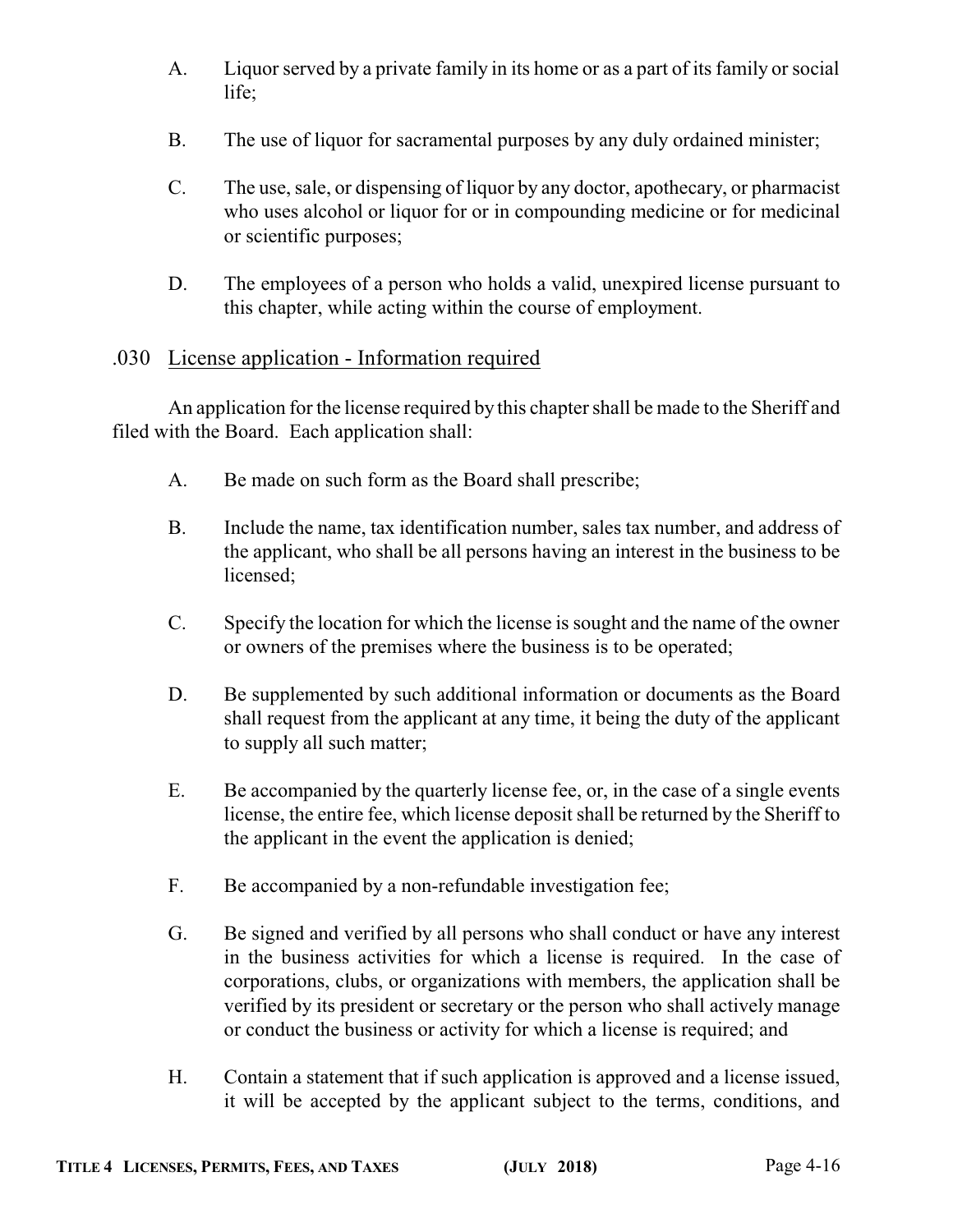A. Liquor served by a private family in its home or as a part of its family or social life;

B. The use of liquor for sacramental purposes by any duly ordained minister;

C. The use, sale, or dispensing of liquor by any doctor, apothecary, or pharmacist who uses alcohol or liquor for or in compounding medicine or for medicinal or scientific purposes;

D. The employees of a person who holds a valid, unexpired license pursuant to this chapter, while acting within the course of employment.

### .030 License application - Information required

An application for the license required by this chapter shall be made to the Sheriff and filed with the Board. Each application shall:

A. Be made on such form as the Board shall prescribe;

B. Include the name, tax identification number, sales tax number, and address of the applicant, who shall be all persons having an interest in the business to be licensed;

C. Specify the location for which the license is sought and the name of the owner or owners of the premises where the business is to be operated;

D. Be supplemented by such additional information or documents as the Board shall request from the applicant at any time, it being the duty of the applicant to supply all such matter;

E. Be accompanied by the quarterly license fee, or, in the case of a single events license, the entire fee, which license deposit shall be returned by the Sheriff to the applicant in the event the application is denied;

F. Be accompanied by a non-refundable investigation fee;

G. Be signed and verified by all persons who shall conduct or have any interest in the business activities for which a license is required. In the case of corporations, clubs, or organizations with members, the application shall be verified by its president or secretary or the person who shall actively manage or conduct the business or activity for which a license is required; and

H. Contain a statement that if such application is approved and a license issued, it will be accepted by the applicant subject to the terms, conditions, and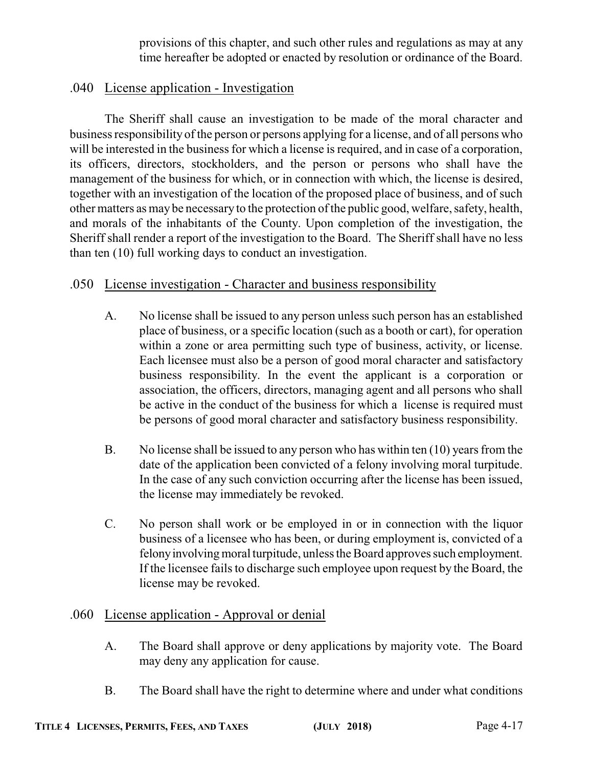provisions of this chapter, and such other rules and regulations as may at any time hereafter be adopted or enacted by resolution or ordinance of the Board.

## .040 License application - Investigation

The Sheriff shall cause an investigation to be made of the moral character and business responsibility of the person or persons applying for a license, and of all persons who will be interested in the business for which a license is required, and in case of a corporation, its officers, directors, stockholders, and the person or persons who shall have the management of the business for which, or in connection with which, the license is desired, together with an investigation of the location of the proposed place of business, and of such other matters as may be necessary to the protection of the public good, welfare, safety, health, and morals of the inhabitants of the County. Upon completion of the investigation, the Sheriff shall render a report of the investigation to the Board. The Sheriff shall have no less than ten (10) full working days to conduct an investigation.

## .050 License investigation - Character and business responsibility

A. No license shall be issued to any person unless such person has an established place of business, or a specific location (such as a booth or cart), for operation within a zone or area permitting such type of business, activity, or license. Each licensee must also be a person of good moral character and satisfactory business responsibility. In the event the applicant is a corporation or association, the officers, directors, managing agent and all persons who shall be active in the conduct of the business for which a license is required must be persons of good moral character and satisfactory business responsibility.

B. No license shall be issued to any person who has within ten (10) years from the date of the application been convicted of a felony involving moral turpitude. In the case of any such conviction occurring after the license has been issued, the license may immediately be revoked.

C. No person shall work or be employed in or in connection with the liquor business of a licensee who has been, or during employment is, convicted of a felony involving moral turpitude, unless the Board approves such employment. If the licensee fails to discharge such employee upon request by the Board, the license may be revoked.

## .060 License application - Approval or denial

A. The Board shall approve or deny applications by majority vote. The Board may deny any application for cause.

B. The Board shall have the right to determine where and under what conditions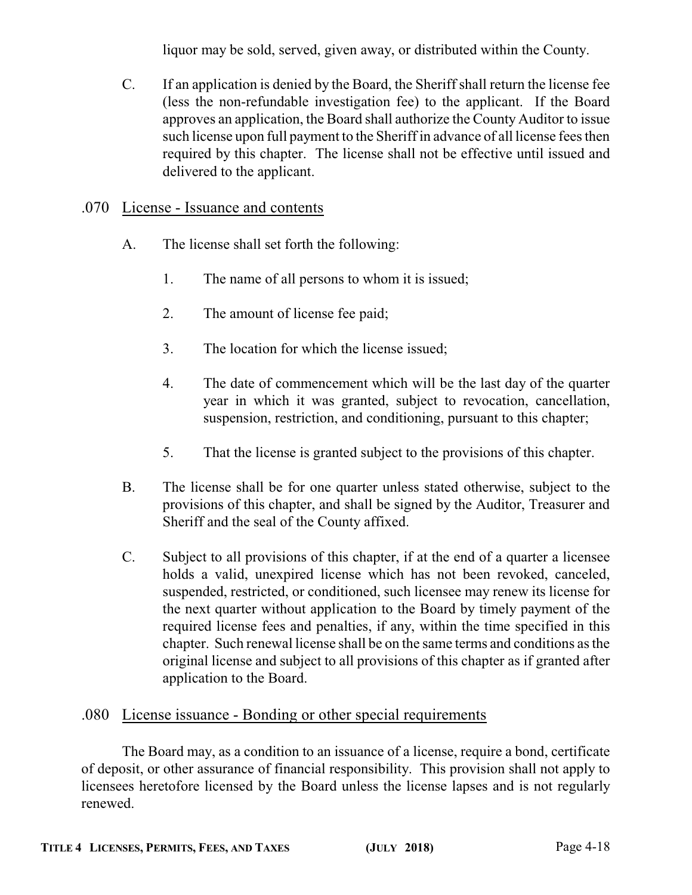liquor may be sold, served, given away, or distributed within the County.

C. If an application is denied by the Board, the Sheriff shall return the license fee (less the non-refundable investigation fee) to the applicant. If the Board approves an application, the Board shall authorize the County Auditor to issue such license upon full payment to the Sheriff in advance of all license fees then required by this chapter. The license shall not be effective until issued and delivered to the applicant.

## .070 License - Issuance and contents

A. The license shall set forth the following:

1. The name of all persons to whom it is issued;

2. The amount of license fee paid;

3. The location for which the license issued;

4. The date of commencement which will be the last day of the quarter year in which it was granted, subject to revocation, cancellation, suspension, restriction, and conditioning, pursuant to this chapter;

5. That the license is granted subject to the provisions of this chapter.

B. The license shall be for one quarter unless stated otherwise, subject to the provisions of this chapter, and shall be signed by the Auditor, Treasurer and Sheriff and the seal of the County affixed.

C. Subject to all provisions of this chapter, if at the end of a quarter a licensee holds a valid, unexpired license which has not been revoked, canceled, suspended, restricted, or conditioned, such licensee may renew its license for the next quarter without application to the Board by timely payment of the required license fees and penalties, if any, within the time specified in this chapter. Such renewal license shall be on the same terms and conditions as the original license and subject to all provisions of this chapter as if granted after application to the Board.

## .080 License issuance - Bonding or other special requirements

The Board may, as a condition to an issuance of a license, require a bond, certificate of deposit, or other assurance of financial responsibility. This provision shall not apply to licensees heretofore licensed by the Board unless the license lapses and is not regularly renewed.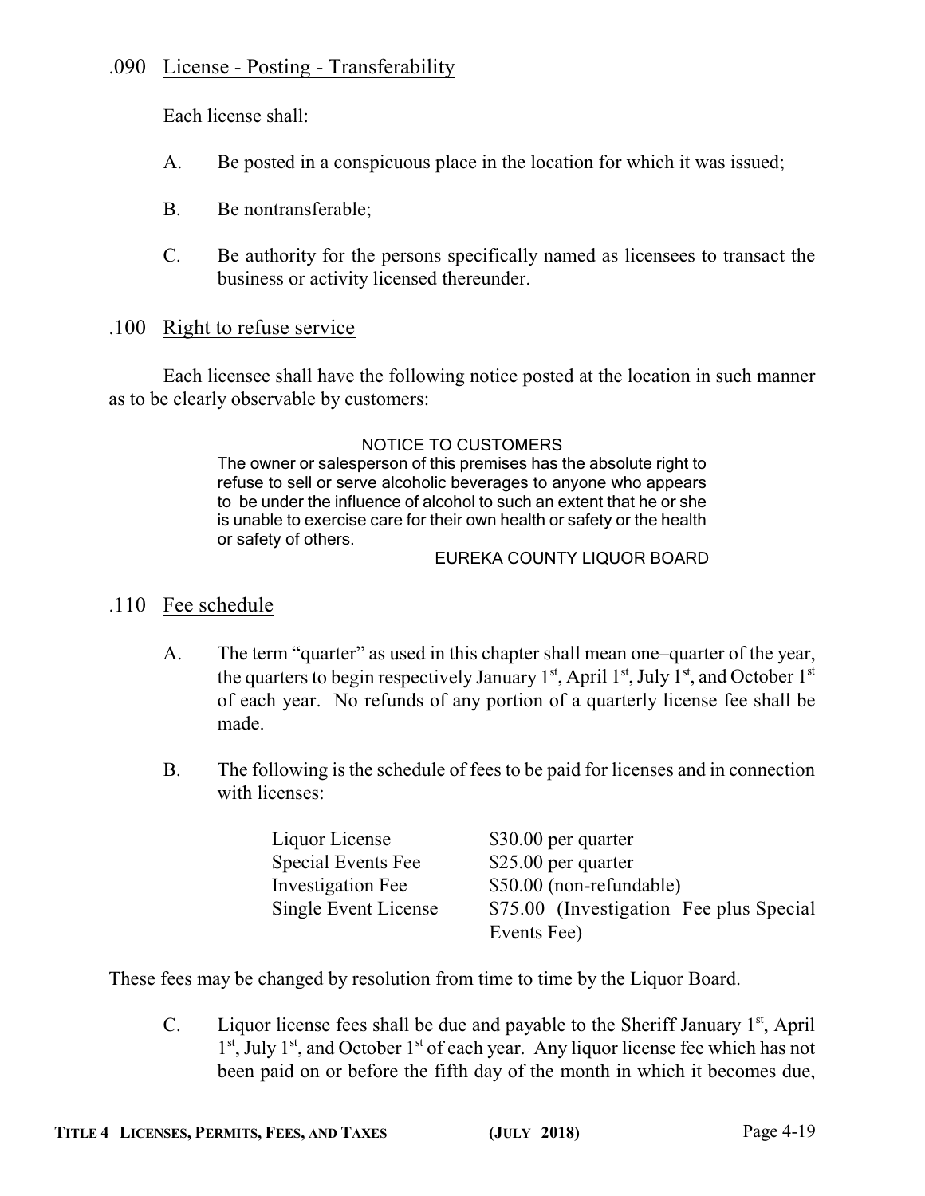### .090 License - Posting - Transferability

Each license shall:

A. Be posted in a conspicuous place in the location for which it was issued;

B. Be nontransferable;

C. Be authority for the persons specifically named as licensees to transact the business or activity licensed thereunder.

### .100 Right to refuse service

Each licensee shall have the following notice posted at the location in such manner as to be clearly observable by customers:

> NOTICE TO CUSTOMERS
>
> The owner or salesperson of this premises has the absolute right to refuse to sell or serve alcoholic beverages to anyone who appears to be under the influence of alcohol to such an extent that he or she is unable to exercise care for their own health or safety or the health or safety of others.
>
> EUREKA COUNTY LIQUOR BOARD

### .110 Fee schedule

A. The term "quarter" as used in this chapter shall mean one–quarter of the year, the quarters to begin respectively January 1st, April 1st, July 1st, and October 1st of each year. No refunds of any portion of a quarterly license fee shall be made.

B. The following is the schedule of fees to be paid for licenses and in connection with licenses:

| | |
|---|---|
| Liquor License | $30.00 per quarter |
| Special Events Fee | $25.00 per quarter |
| Investigation Fee | $50.00 (non-refundable) |
| Single Event License | $75.00 (Investigation Fee plus Special Events Fee) |

These fees may be changed by resolution from time to time by the Liquor Board.

C. Liquor license fees shall be due and payable to the Sheriff January 1st, April 1st, July 1st, and October 1st of each year. Any liquor license fee which has not been paid on or before the fifth day of the month in which it becomes due,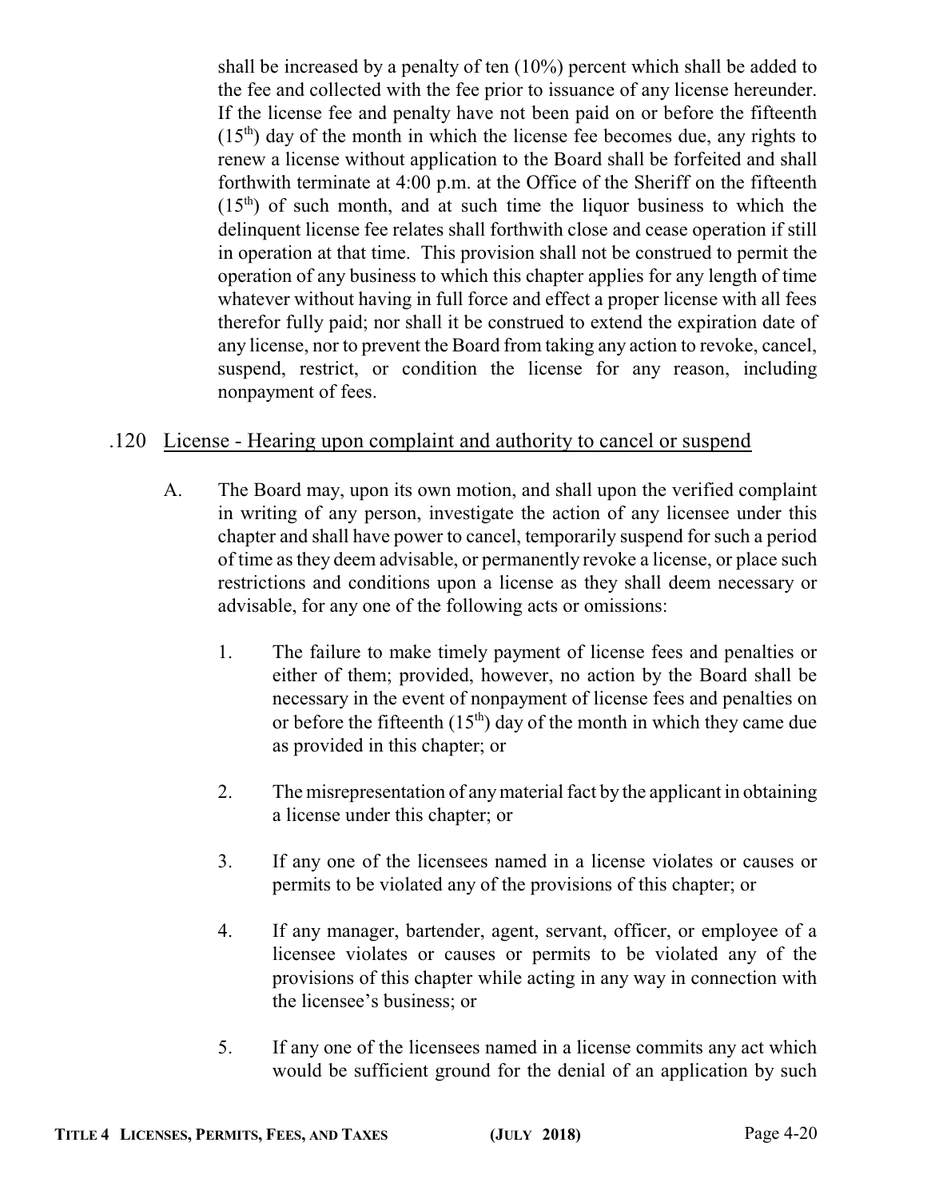shall be increased by a penalty of ten (10%) percent which shall be added to the fee and collected with the fee prior to issuance of any license hereunder. If the license fee and penalty have not been paid on or before the fifteenth (15th) day of the month in which the license fee becomes due, any rights to renew a license without application to the Board shall be forfeited and shall forthwith terminate at 4:00 p.m. at the Office of the Sheriff on the fifteenth (15th) of such month, and at such time the liquor business to which the delinquent license fee relates shall forthwith close and cease operation if still in operation at that time. This provision shall not be construed to permit the operation of any business to which this chapter applies for any length of time whatever without having in full force and effect a proper license with all fees therefor fully paid; nor shall it be construed to extend the expiration date of any license, nor to prevent the Board from taking any action to revoke, cancel, suspend, restrict, or condition the license for any reason, including nonpayment of fees.

## .120 License - Hearing upon complaint and authority to cancel or suspend

A. The Board may, upon its own motion, and shall upon the verified complaint in writing of any person, investigate the action of any licensee under this chapter and shall have power to cancel, temporarily suspend for such a period of time as they deem advisable, or permanently revoke a license, or place such restrictions and conditions upon a license as they shall deem necessary or advisable, for any one of the following acts or omissions:

1. The failure to make timely payment of license fees and penalties or either of them; provided, however, no action by the Board shall be necessary in the event of nonpayment of license fees and penalties on or before the fifteenth (15th) day of the month in which they came due as provided in this chapter; or

2. The misrepresentation of any material fact by the applicant in obtaining a license under this chapter; or

3. If any one of the licensees named in a license violates or causes or permits to be violated any of the provisions of this chapter; or

4. If any manager, bartender, agent, servant, officer, or employee of a licensee violates or causes or permits to be violated any of the provisions of this chapter while acting in any way in connection with the licensee's business; or

5. If any one of the licensees named in a license commits any act which would be sufficient ground for the denial of an application by such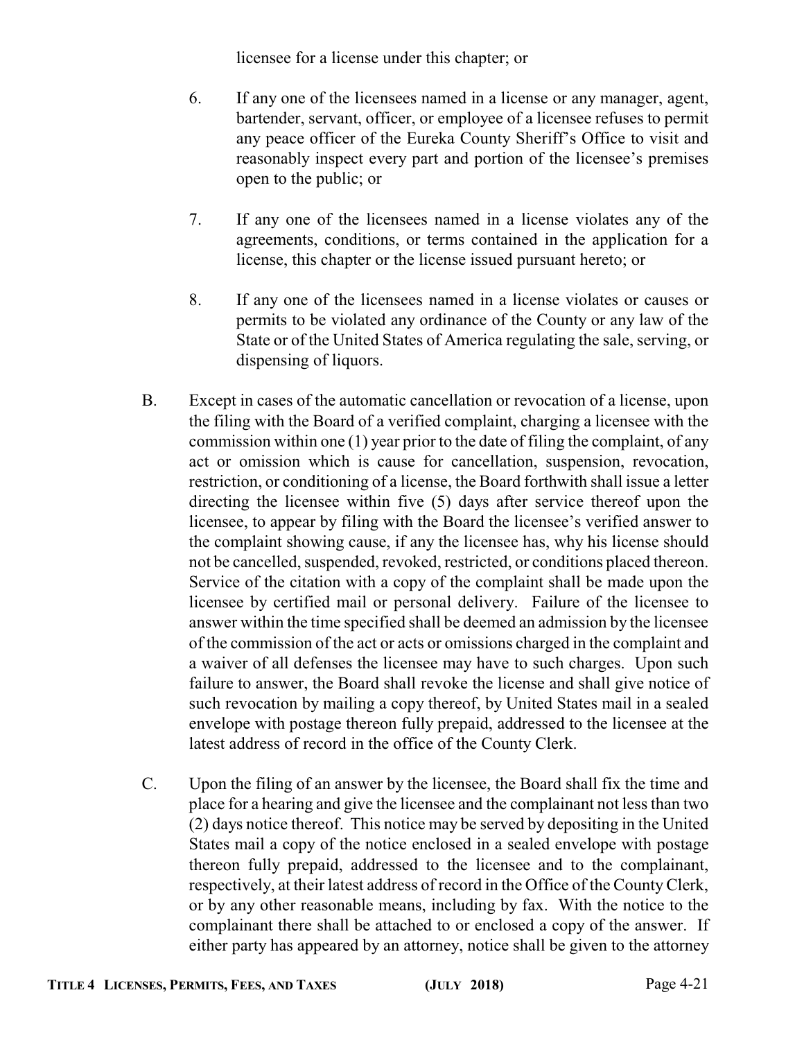licensee for a license under this chapter; or

6. If any one of the licensees named in a license or any manager, agent, bartender, servant, officer, or employee of a licensee refuses to permit any peace officer of the Eureka County Sheriff's Office to visit and reasonably inspect every part and portion of the licensee's premises open to the public; or

7. If any one of the licensees named in a license violates any of the agreements, conditions, or terms contained in the application for a license, this chapter or the license issued pursuant hereto; or

8. If any one of the licensees named in a license violates or causes or permits to be violated any ordinance of the County or any law of the State or of the United States of America regulating the sale, serving, or dispensing of liquors.

B. Except in cases of the automatic cancellation or revocation of a license, upon the filing with the Board of a verified complaint, charging a licensee with the commission within one (1) year prior to the date of filing the complaint, of any act or omission which is cause for cancellation, suspension, revocation, restriction, or conditioning of a license, the Board forthwith shall issue a letter directing the licensee within five (5) days after service thereof upon the licensee, to appear by filing with the Board the licensee's verified answer to the complaint showing cause, if any the licensee has, why his license should not be cancelled, suspended, revoked, restricted, or conditions placed thereon. Service of the citation with a copy of the complaint shall be made upon the licensee by certified mail or personal delivery. Failure of the licensee to answer within the time specified shall be deemed an admission by the licensee of the commission of the act or acts or omissions charged in the complaint and a waiver of all defenses the licensee may have to such charges. Upon such failure to answer, the Board shall revoke the license and shall give notice of such revocation by mailing a copy thereof, by United States mail in a sealed envelope with postage thereon fully prepaid, addressed to the licensee at the latest address of record in the office of the County Clerk.

C. Upon the filing of an answer by the licensee, the Board shall fix the time and place for a hearing and give the licensee and the complainant not less than two (2) days notice thereof. This notice may be served by depositing in the United States mail a copy of the notice enclosed in a sealed envelope with postage thereon fully prepaid, addressed to the licensee and to the complainant, respectively, at their latest address of record in the Office of the County Clerk, or by any other reasonable means, including by fax. With the notice to the complainant there shall be attached to or enclosed a copy of the answer. If either party has appeared by an attorney, notice shall be given to the attorney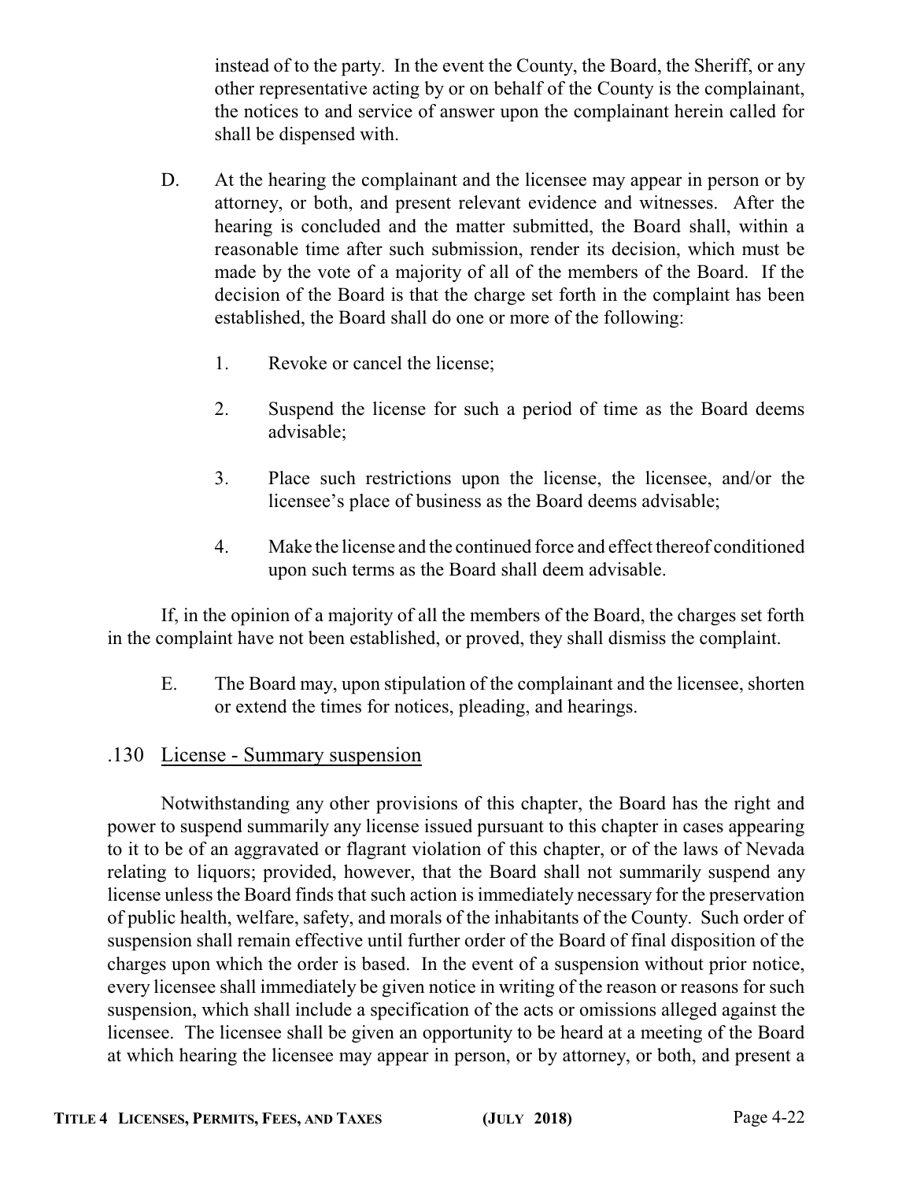instead of to the party. In the event the County, the Board, the Sheriff, or any other representative acting by or on behalf of the County is the complainant, the notices to and service of answer upon the complainant herein called for shall be dispensed with.

D. At the hearing the complainant and the licensee may appear in person or by attorney, or both, and present relevant evidence and witnesses. After the hearing is concluded and the matter submitted, the Board shall, within a reasonable time after such submission, render its decision, which must be made by the vote of a majority of all of the members of the Board. If the decision of the Board is that the charge set forth in the complaint has been established, the Board shall do one or more of the following:

   1. Revoke or cancel the license;

   2. Suspend the license for such a period of time as the Board deems advisable;

   3. Place such restrictions upon the license, the licensee, and/or the licensee's place of business as the Board deems advisable;

   4. Make the license and the continued force and effect thereof conditioned upon such terms as the Board shall deem advisable.

If, in the opinion of a majority of all the members of the Board, the charges set forth in the complaint have not been established, or proved, they shall dismiss the complaint.

E. The Board may, upon stipulation of the complainant and the licensee, shorten or extend the times for notices, pleading, and hearings.

## .130 License - Summary suspension

Notwithstanding any other provisions of this chapter, the Board has the right and power to suspend summarily any license issued pursuant to this chapter in cases appearing to it to be of an aggravated or flagrant violation of this chapter, or of the laws of Nevada relating to liquors; provided, however, that the Board shall not summarily suspend any license unless the Board finds that such action is immediately necessary for the preservation of public health, welfare, safety, and morals of the inhabitants of the County. Such order of suspension shall remain effective until further order of the Board of final disposition of the charges upon which the order is based. In the event of a suspension without prior notice, every licensee shall immediately be given notice in writing of the reason or reasons for such suspension, which shall include a specification of the acts or omissions alleged against the licensee. The licensee shall be given an opportunity to be heard at a meeting of the Board at which hearing the licensee may appear in person, or by attorney, or both, and present a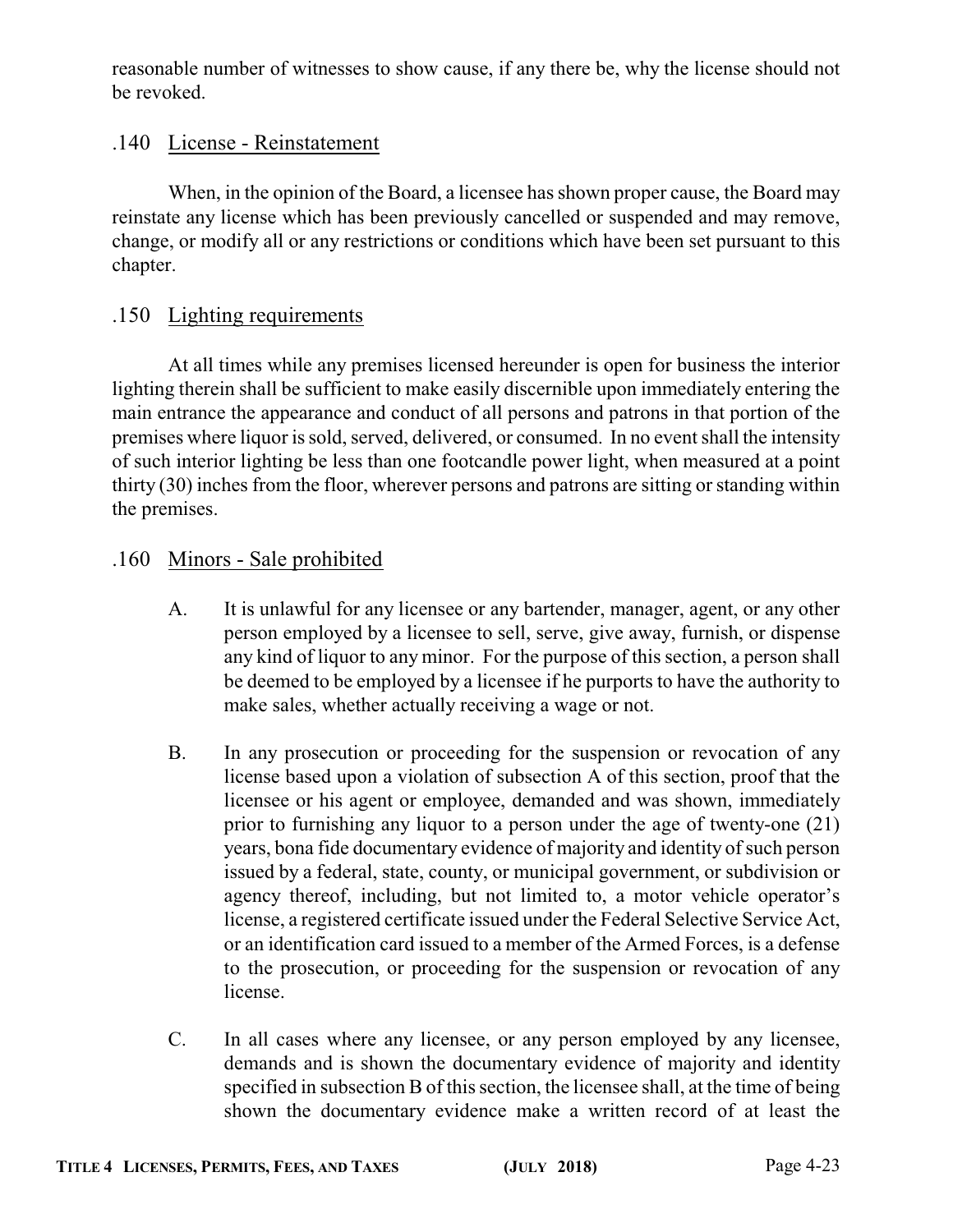reasonable number of witnesses to show cause, if any there be, why the license should not be revoked.

### .140 License - Reinstatement

When, in the opinion of the Board, a licensee has shown proper cause, the Board may reinstate any license which has been previously cancelled or suspended and may remove, change, or modify all or any restrictions or conditions which have been set pursuant to this chapter.

### .150 Lighting requirements

At all times while any premises licensed hereunder is open for business the interior lighting therein shall be sufficient to make easily discernible upon immediately entering the main entrance the appearance and conduct of all persons and patrons in that portion of the premises where liquor is sold, served, delivered, or consumed. In no event shall the intensity of such interior lighting be less than one footcandle power light, when measured at a point thirty (30) inches from the floor, wherever persons and patrons are sitting or standing within the premises.

### .160 Minors - Sale prohibited

A. It is unlawful for any licensee or any bartender, manager, agent, or any other person employed by a licensee to sell, serve, give away, furnish, or dispense any kind of liquor to any minor. For the purpose of this section, a person shall be deemed to be employed by a licensee if he purports to have the authority to make sales, whether actually receiving a wage or not.

B. In any prosecution or proceeding for the suspension or revocation of any license based upon a violation of subsection A of this section, proof that the licensee or his agent or employee, demanded and was shown, immediately prior to furnishing any liquor to a person under the age of twenty-one (21) years, bona fide documentary evidence of majority and identity of such person issued by a federal, state, county, or municipal government, or subdivision or agency thereof, including, but not limited to, a motor vehicle operator's license, a registered certificate issued under the Federal Selective Service Act, or an identification card issued to a member of the Armed Forces, is a defense to the prosecution, or proceeding for the suspension or revocation of any license.

C. In all cases where any licensee, or any person employed by any licensee, demands and is shown the documentary evidence of majority and identity specified in subsection B of this section, the licensee shall, at the time of being shown the documentary evidence make a written record of at least the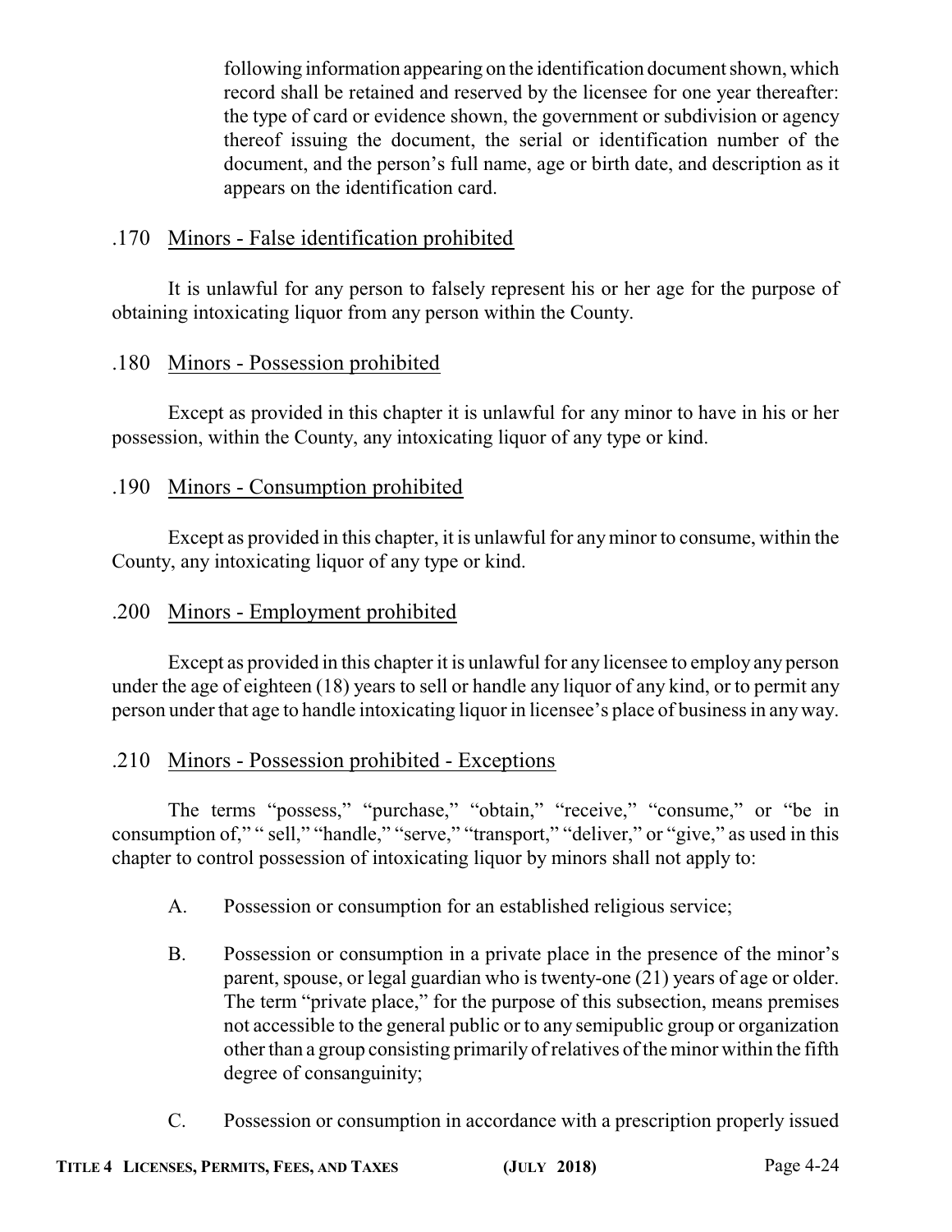following information appearing on the identification document shown, which record shall be retained and reserved by the licensee for one year thereafter: the type of card or evidence shown, the government or subdivision or agency thereof issuing the document, the serial or identification number of the document, and the person's full name, age or birth date, and description as it appears on the identification card.

### .170 Minors - False identification prohibited

It is unlawful for any person to falsely represent his or her age for the purpose of obtaining intoxicating liquor from any person within the County.

### .180 Minors - Possession prohibited

Except as provided in this chapter it is unlawful for any minor to have in his or her possession, within the County, any intoxicating liquor of any type or kind.

### .190 Minors - Consumption prohibited

Except as provided in this chapter, it is unlawful for any minor to consume, within the County, any intoxicating liquor of any type or kind.

### .200 Minors - Employment prohibited

Except as provided in this chapter it is unlawful for any licensee to employ any person under the age of eighteen (18) years to sell or handle any liquor of any kind, or to permit any person under that age to handle intoxicating liquor in licensee's place of business in any way.

### .210 Minors - Possession prohibited - Exceptions

The terms "possess," "purchase," "obtain," "receive," "consume," or "be in consumption of," " sell," "handle," "serve," "transport," "deliver," or "give," as used in this chapter to control possession of intoxicating liquor by minors shall not apply to:

A. Possession or consumption for an established religious service;

B. Possession or consumption in a private place in the presence of the minor's parent, spouse, or legal guardian who is twenty-one (21) years of age or older. The term "private place," for the purpose of this subsection, means premises not accessible to the general public or to any semipublic group or organization other than a group consisting primarily of relatives of the minor within the fifth degree of consanguinity;

C. Possession or consumption in accordance with a prescription properly issued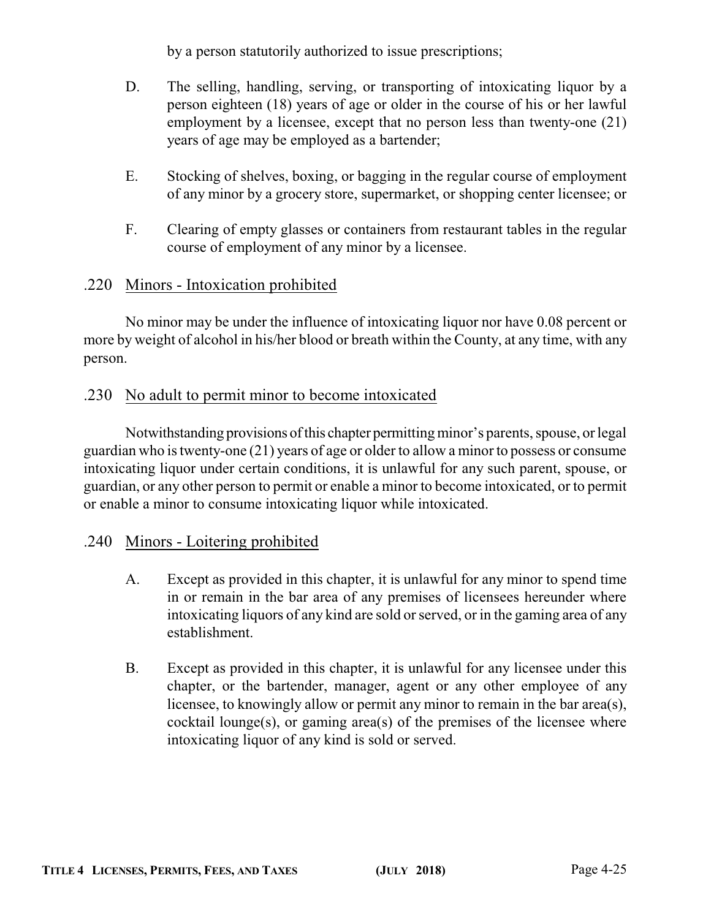by a person statutorily authorized to issue prescriptions;

D. The selling, handling, serving, or transporting of intoxicating liquor by a person eighteen (18) years of age or older in the course of his or her lawful employment by a licensee, except that no person less than twenty-one (21) years of age may be employed as a bartender;

E. Stocking of shelves, boxing, or bagging in the regular course of employment of any minor by a grocery store, supermarket, or shopping center licensee; or

F. Clearing of empty glasses or containers from restaurant tables in the regular course of employment of any minor by a licensee.

## .220 Minors - Intoxication prohibited

No minor may be under the influence of intoxicating liquor nor have 0.08 percent or more by weight of alcohol in his/her blood or breath within the County, at any time, with any person.

## .230 No adult to permit minor to become intoxicated

Notwithstanding provisions of this chapter permitting minor's parents, spouse, or legal guardian who is twenty-one (21) years of age or older to allow a minor to possess or consume intoxicating liquor under certain conditions, it is unlawful for any such parent, spouse, or guardian, or any other person to permit or enable a minor to become intoxicated, or to permit or enable a minor to consume intoxicating liquor while intoxicated.

## .240 Minors - Loitering prohibited

A. Except as provided in this chapter, it is unlawful for any minor to spend time in or remain in the bar area of any premises of licensees hereunder where intoxicating liquors of any kind are sold or served, or in the gaming area of any establishment.

B. Except as provided in this chapter, it is unlawful for any licensee under this chapter, or the bartender, manager, agent or any other employee of any licensee, to knowingly allow or permit any minor to remain in the bar area(s), cocktail lounge(s), or gaming area(s) of the premises of the licensee where intoxicating liquor of any kind is sold or served.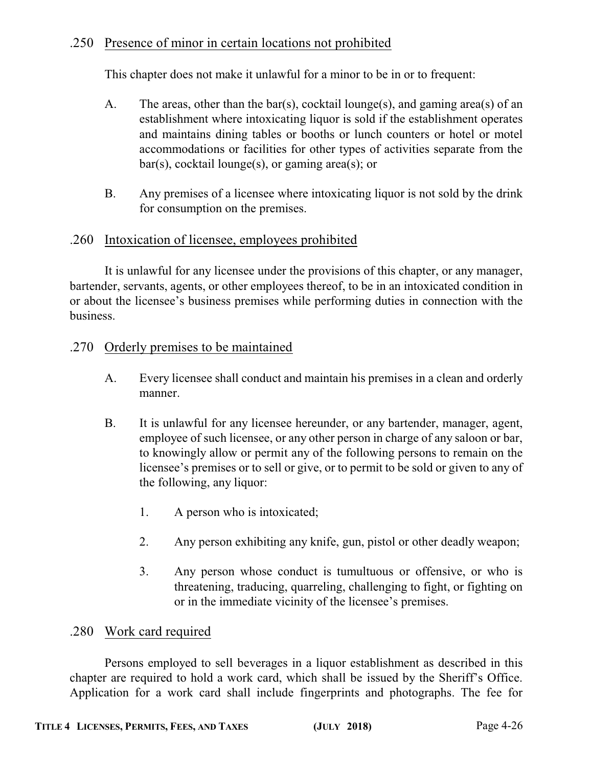### .250 Presence of minor in certain locations not prohibited

This chapter does not make it unlawful for a minor to be in or to frequent:

A. The areas, other than the bar(s), cocktail lounge(s), and gaming area(s) of an establishment where intoxicating liquor is sold if the establishment operates and maintains dining tables or booths or lunch counters or hotel or motel accommodations or facilities for other types of activities separate from the bar(s), cocktail lounge(s), or gaming area(s); or

B. Any premises of a licensee where intoxicating liquor is not sold by the drink for consumption on the premises.

### .260 Intoxication of licensee, employees prohibited

It is unlawful for any licensee under the provisions of this chapter, or any manager, bartender, servants, agents, or other employees thereof, to be in an intoxicated condition in or about the licensee's business premises while performing duties in connection with the business.

### .270 Orderly premises to be maintained

A. Every licensee shall conduct and maintain his premises in a clean and orderly manner.

B. It is unlawful for any licensee hereunder, or any bartender, manager, agent, employee of such licensee, or any other person in charge of any saloon or bar, to knowingly allow or permit any of the following persons to remain on the licensee's premises or to sell or give, or to permit to be sold or given to any of the following, any liquor:

1. A person who is intoxicated;

2. Any person exhibiting any knife, gun, pistol or other deadly weapon;

3. Any person whose conduct is tumultuous or offensive, or who is threatening, traducing, quarreling, challenging to fight, or fighting on or in the immediate vicinity of the licensee's premises.

### .280 Work card required

Persons employed to sell beverages in a liquor establishment as described in this chapter are required to hold a work card, which shall be issued by the Sheriff's Office. Application for a work card shall include fingerprints and photographs. The fee for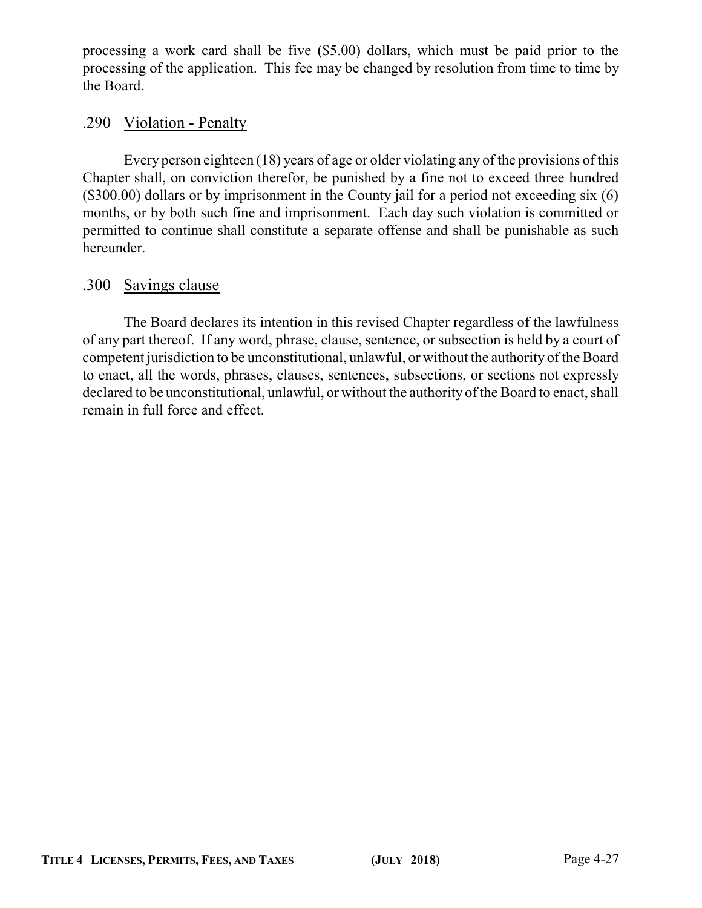processing a work card shall be five ($5.00) dollars, which must be paid prior to the processing of the application. This fee may be changed by resolution from time to time by the Board.

### .290 Violation - Penalty

Every person eighteen (18) years of age or older violating any of the provisions of this Chapter shall, on conviction therefor, be punished by a fine not to exceed three hundred ($300.00) dollars or by imprisonment in the County jail for a period not exceeding six (6) months, or by both such fine and imprisonment. Each day such violation is committed or permitted to continue shall constitute a separate offense and shall be punishable as such hereunder.

### .300 Savings clause

The Board declares its intention in this revised Chapter regardless of the lawfulness of any part thereof. If any word, phrase, clause, sentence, or subsection is held by a court of competent jurisdiction to be unconstitutional, unlawful, or without the authority of the Board to enact, all the words, phrases, clauses, sentences, subsections, or sections not expressly declared to be unconstitutional, unlawful, or without the authority of the Board to enact, shall remain in full force and effect.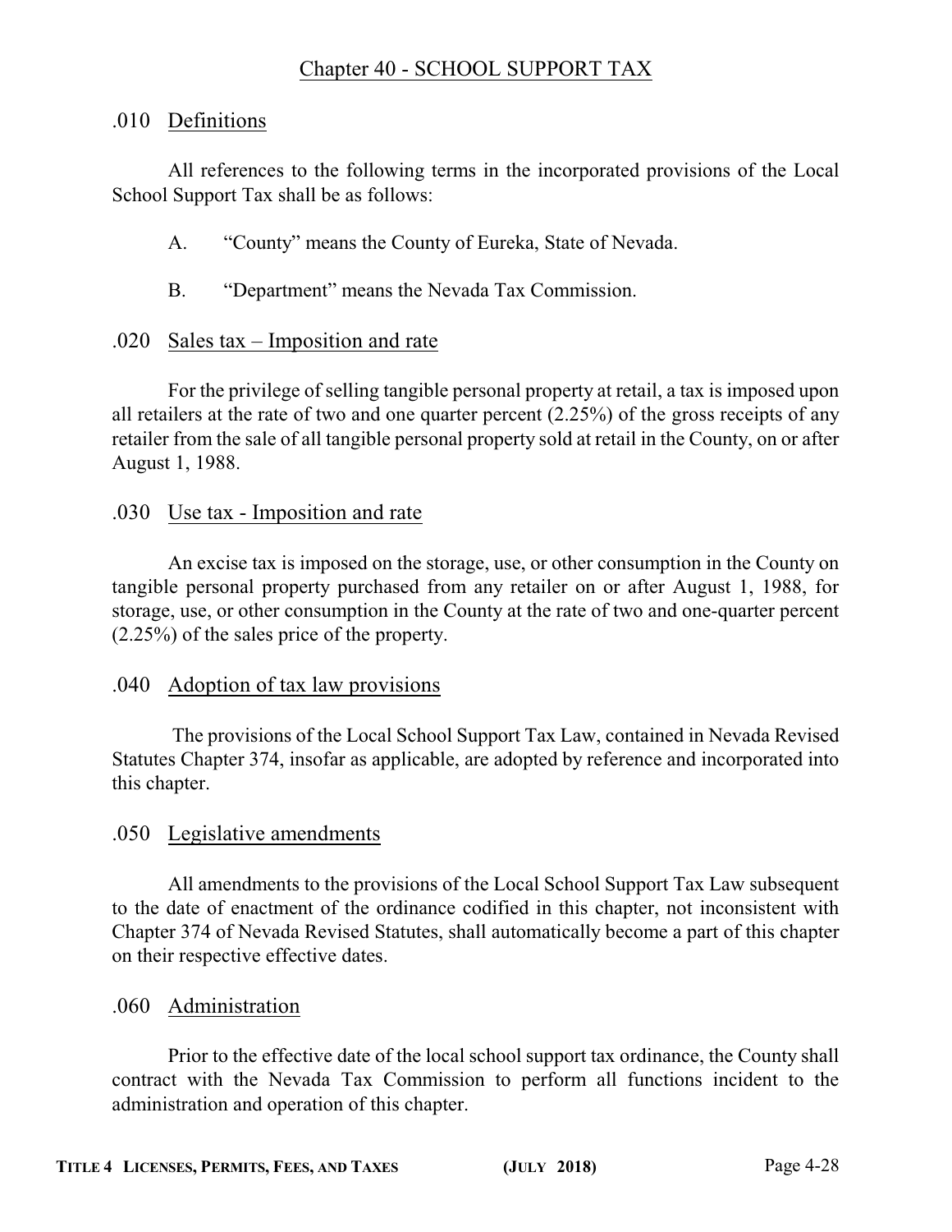# Chapter 40 - SCHOOL SUPPORT TAX

## .010 Definitions

All references to the following terms in the incorporated provisions of the Local School Support Tax shall be as follows:

A. "County" means the County of Eureka, State of Nevada.

B. "Department" means the Nevada Tax Commission.

## .020 Sales tax – Imposition and rate

For the privilege of selling tangible personal property at retail, a tax is imposed upon all retailers at the rate of two and one quarter percent (2.25%) of the gross receipts of any retailer from the sale of all tangible personal property sold at retail in the County, on or after August 1, 1988.

## .030 Use tax - Imposition and rate

An excise tax is imposed on the storage, use, or other consumption in the County on tangible personal property purchased from any retailer on or after August 1, 1988, for storage, use, or other consumption in the County at the rate of two and one-quarter percent (2.25%) of the sales price of the property.

## .040 Adoption of tax law provisions

The provisions of the Local School Support Tax Law, contained in Nevada Revised Statutes Chapter 374, insofar as applicable, are adopted by reference and incorporated into this chapter.

## .050 Legislative amendments

All amendments to the provisions of the Local School Support Tax Law subsequent to the date of enactment of the ordinance codified in this chapter, not inconsistent with Chapter 374 of Nevada Revised Statutes, shall automatically become a part of this chapter on their respective effective dates.

## .060 Administration

Prior to the effective date of the local school support tax ordinance, the County shall contract with the Nevada Tax Commission to perform all functions incident to the administration and operation of this chapter.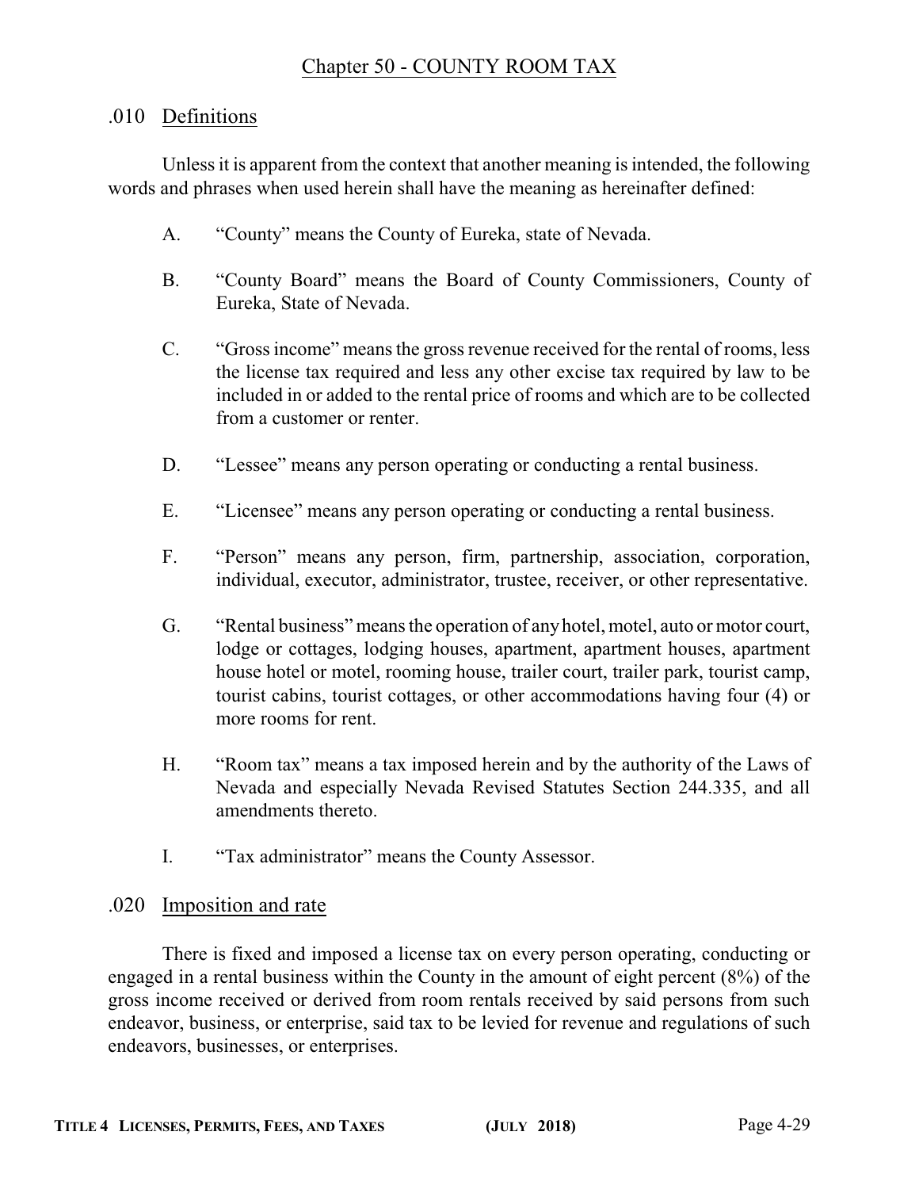# Chapter 50 - COUNTY ROOM TAX

## .010 Definitions

Unless it is apparent from the context that another meaning is intended, the following words and phrases when used herein shall have the meaning as hereinafter defined:

A. "County" means the County of Eureka, state of Nevada.

B. "County Board" means the Board of County Commissioners, County of Eureka, State of Nevada.

C. "Gross income" means the gross revenue received for the rental of rooms, less the license tax required and less any other excise tax required by law to be included in or added to the rental price of rooms and which are to be collected from a customer or renter.

D. "Lessee" means any person operating or conducting a rental business.

E. "Licensee" means any person operating or conducting a rental business.

F. "Person" means any person, firm, partnership, association, corporation, individual, executor, administrator, trustee, receiver, or other representative.

G. "Rental business" means the operation of any hotel, motel, auto or motor court, lodge or cottages, lodging houses, apartment, apartment houses, apartment house hotel or motel, rooming house, trailer court, trailer park, tourist camp, tourist cabins, tourist cottages, or other accommodations having four (4) or more rooms for rent.

H. "Room tax" means a tax imposed herein and by the authority of the Laws of Nevada and especially Nevada Revised Statutes Section 244.335, and all amendments thereto.

I. "Tax administrator" means the County Assessor.

## .020 Imposition and rate

There is fixed and imposed a license tax on every person operating, conducting or engaged in a rental business within the County in the amount of eight percent (8%) of the gross income received or derived from room rentals received by said persons from such endeavor, business, or enterprise, said tax to be levied for revenue and regulations of such endeavors, businesses, or enterprises.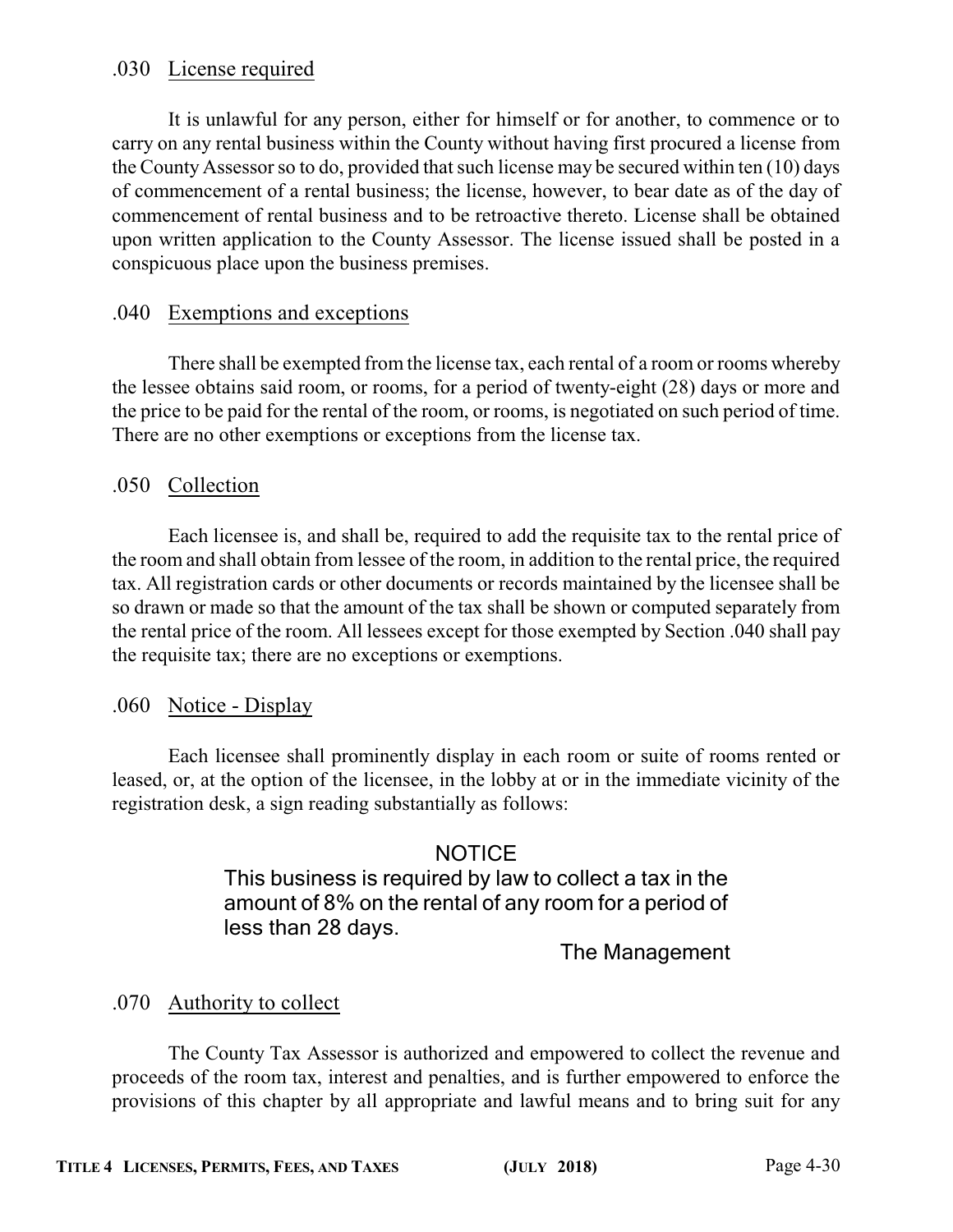### .030 License required

It is unlawful for any person, either for himself or for another, to commence or to carry on any rental business within the County without having first procured a license from the County Assessor so to do, provided that such license may be secured within ten (10) days of commencement of a rental business; the license, however, to bear date as of the day of commencement of rental business and to be retroactive thereto. License shall be obtained upon written application to the County Assessor. The license issued shall be posted in a conspicuous place upon the business premises.

### .040 Exemptions and exceptions

There shall be exempted from the license tax, each rental of a room or rooms whereby the lessee obtains said room, or rooms, for a period of twenty-eight (28) days or more and the price to be paid for the rental of the room, or rooms, is negotiated on such period of time. There are no other exemptions or exceptions from the license tax.

### .050 Collection

Each licensee is, and shall be, required to add the requisite tax to the rental price of the room and shall obtain from lessee of the room, in addition to the rental price, the required tax. All registration cards or other documents or records maintained by the licensee shall be so drawn or made so that the amount of the tax shall be shown or computed separately from the rental price of the room. All lessees except for those exempted by Section .040 shall pay the requisite tax; there are no exceptions or exemptions.

### .060 Notice - Display

Each licensee shall prominently display in each room or suite of rooms rented or leased, or, at the option of the licensee, in the lobby at or in the immediate vicinity of the registration desk, a sign reading substantially as follows:

> NOTICE
>
> This business is required by law to collect a tax in the amount of 8% on the rental of any room for a period of less than 28 days.
>
> The Management

### .070 Authority to collect

The County Tax Assessor is authorized and empowered to collect the revenue and proceeds of the room tax, interest and penalties, and is further empowered to enforce the provisions of this chapter by all appropriate and lawful means and to bring suit for any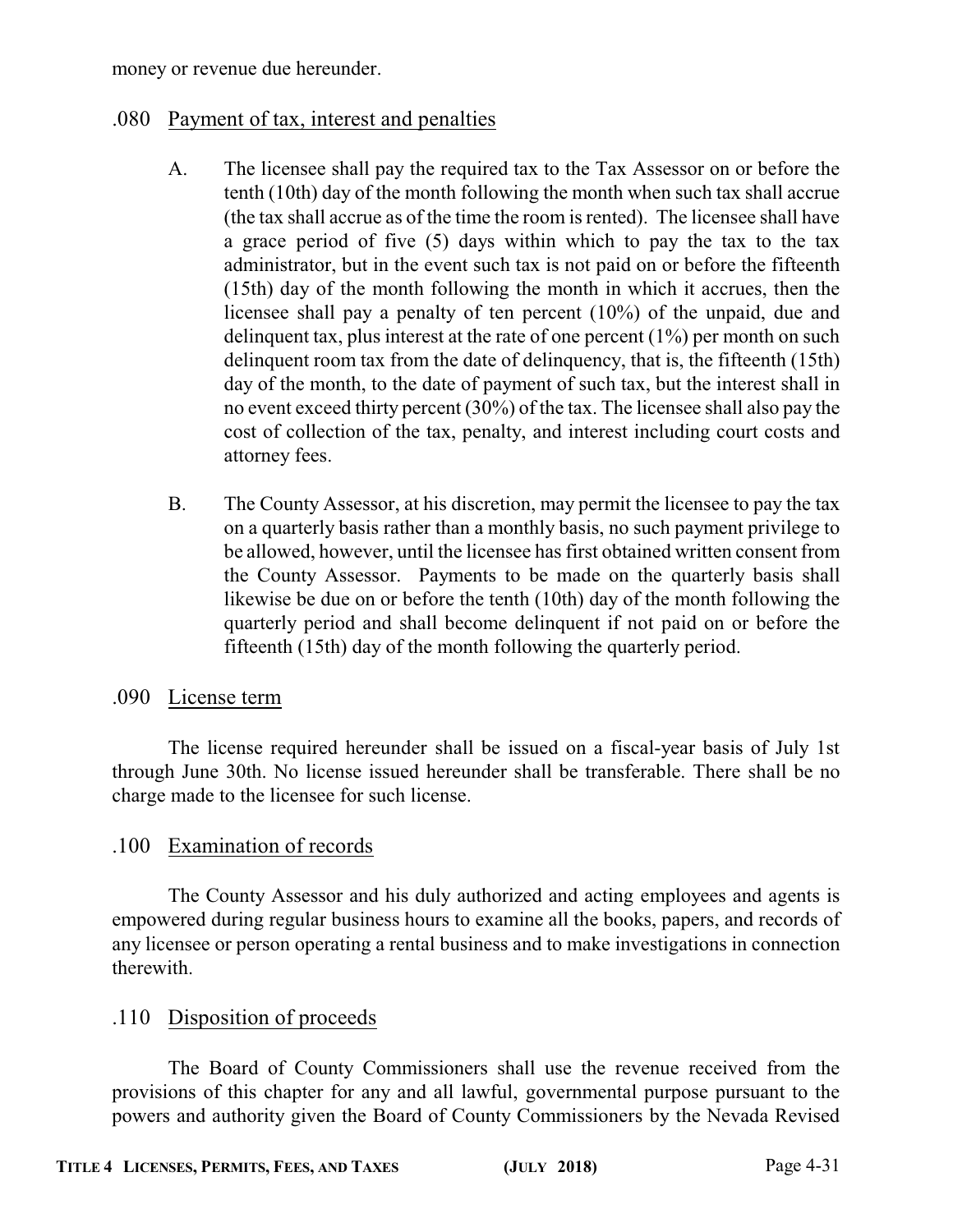money or revenue due hereunder.

### .080 Payment of tax, interest and penalties

A. The licensee shall pay the required tax to the Tax Assessor on or before the tenth (10th) day of the month following the month when such tax shall accrue (the tax shall accrue as of the time the room is rented). The licensee shall have a grace period of five (5) days within which to pay the tax to the tax administrator, but in the event such tax is not paid on or before the fifteenth (15th) day of the month following the month in which it accrues, then the licensee shall pay a penalty of ten percent (10%) of the unpaid, due and delinquent tax, plus interest at the rate of one percent (1%) per month on such delinquent room tax from the date of delinquency, that is, the fifteenth (15th) day of the month, to the date of payment of such tax, but the interest shall in no event exceed thirty percent (30%) of the tax. The licensee shall also pay the cost of collection of the tax, penalty, and interest including court costs and attorney fees.

B. The County Assessor, at his discretion, may permit the licensee to pay the tax on a quarterly basis rather than a monthly basis, no such payment privilege to be allowed, however, until the licensee has first obtained written consent from the County Assessor. Payments to be made on the quarterly basis shall likewise be due on or before the tenth (10th) day of the month following the quarterly period and shall become delinquent if not paid on or before the fifteenth (15th) day of the month following the quarterly period.

### .090 License term

The license required hereunder shall be issued on a fiscal-year basis of July 1st through June 30th. No license issued hereunder shall be transferable. There shall be no charge made to the licensee for such license.

### .100 Examination of records

The County Assessor and his duly authorized and acting employees and agents is empowered during regular business hours to examine all the books, papers, and records of any licensee or person operating a rental business and to make investigations in connection therewith.

### .110 Disposition of proceeds

The Board of County Commissioners shall use the revenue received from the provisions of this chapter for any and all lawful, governmental purpose pursuant to the powers and authority given the Board of County Commissioners by the Nevada Revised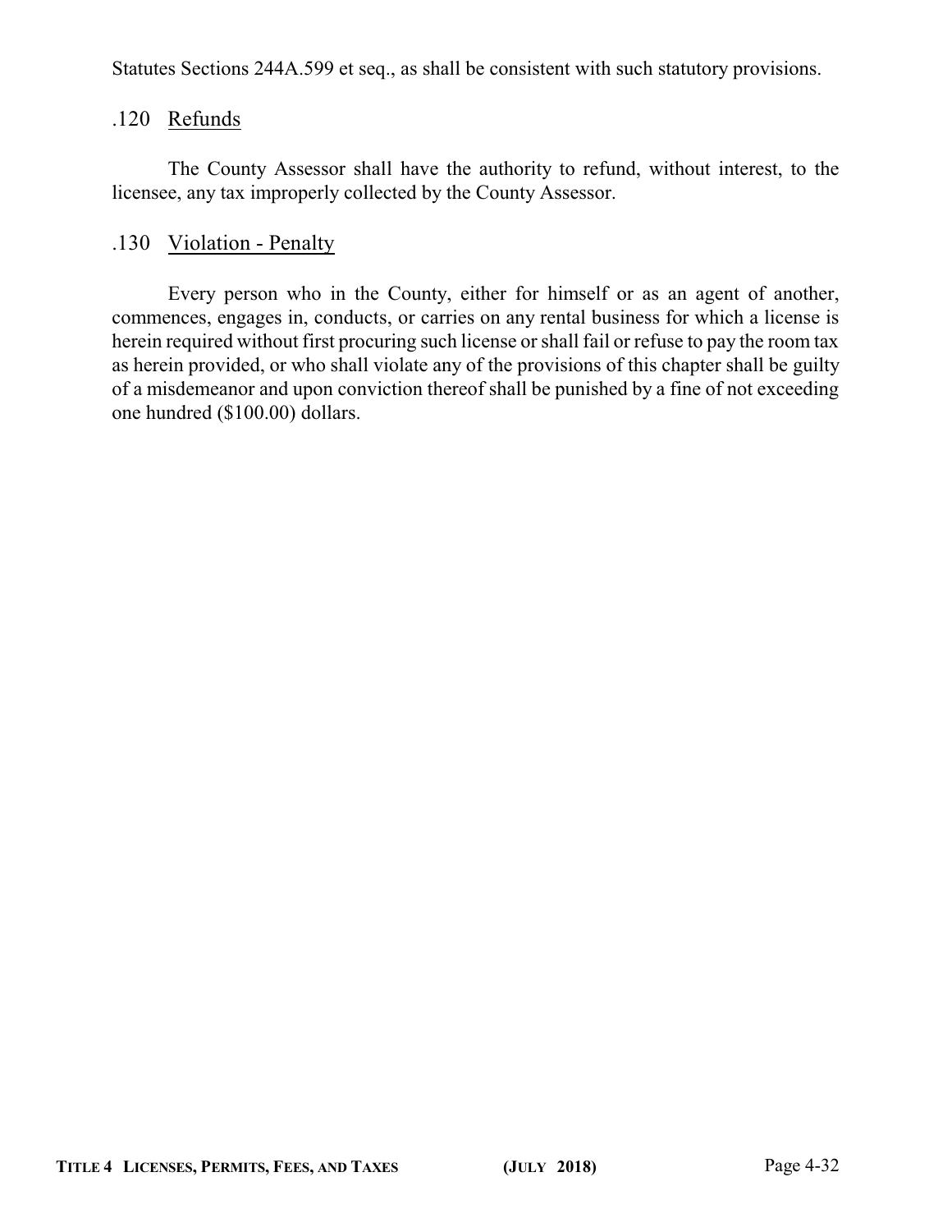Statutes Sections 244A.599 et seq., as shall be consistent with such statutory provisions.

### .120 Refunds

The County Assessor shall have the authority to refund, without interest, to the licensee, any tax improperly collected by the County Assessor.

### .130 Violation - Penalty

Every person who in the County, either for himself or as an agent of another, commences, engages in, conducts, or carries on any rental business for which a license is herein required without first procuring such license or shall fail or refuse to pay the room tax as herein provided, or who shall violate any of the provisions of this chapter shall be guilty of a misdemeanor and upon conviction thereof shall be punished by a fine of not exceeding one hundred ($100.00) dollars.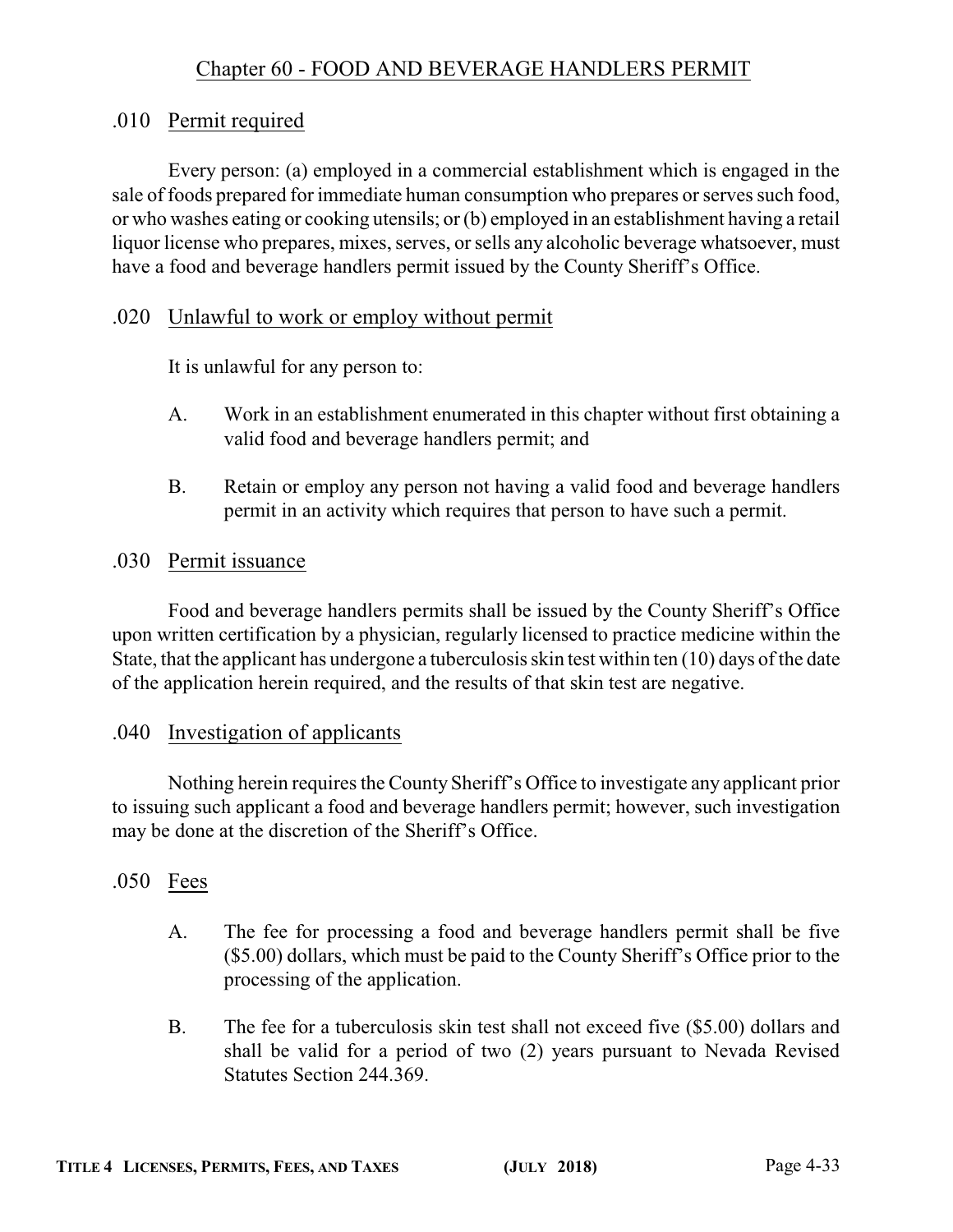# Chapter 60 - FOOD AND BEVERAGE HANDLERS PERMIT

## .010 Permit required

Every person: (a) employed in a commercial establishment which is engaged in the sale of foods prepared for immediate human consumption who prepares or serves such food, or who washes eating or cooking utensils; or (b) employed in an establishment having a retail liquor license who prepares, mixes, serves, or sells any alcoholic beverage whatsoever, must have a food and beverage handlers permit issued by the County Sheriff's Office.

## .020 Unlawful to work or employ without permit

It is unlawful for any person to:

A. Work in an establishment enumerated in this chapter without first obtaining a valid food and beverage handlers permit; and

B. Retain or employ any person not having a valid food and beverage handlers permit in an activity which requires that person to have such a permit.

## .030 Permit issuance

Food and beverage handlers permits shall be issued by the County Sheriff's Office upon written certification by a physician, regularly licensed to practice medicine within the State, that the applicant has undergone a tuberculosis skin test within ten (10) days of the date of the application herein required, and the results of that skin test are negative.

## .040 Investigation of applicants

Nothing herein requires the County Sheriff's Office to investigate any applicant prior to issuing such applicant a food and beverage handlers permit; however, such investigation may be done at the discretion of the Sheriff's Office.

## .050 Fees

A. The fee for processing a food and beverage handlers permit shall be five ($5.00) dollars, which must be paid to the County Sheriff's Office prior to the processing of the application.

B. The fee for a tuberculosis skin test shall not exceed five ($5.00) dollars and shall be valid for a period of two (2) years pursuant to Nevada Revised Statutes Section 244.369.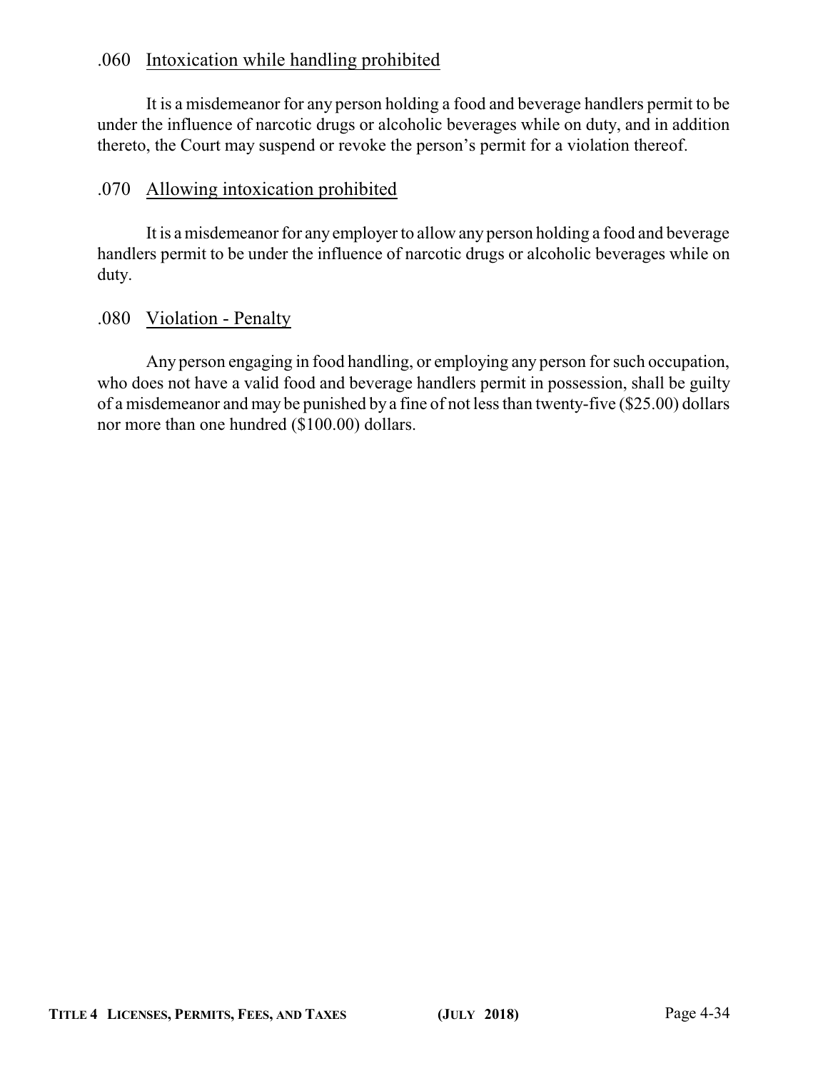### .060 Intoxication while handling prohibited

It is a misdemeanor for any person holding a food and beverage handlers permit to be under the influence of narcotic drugs or alcoholic beverages while on duty, and in addition thereto, the Court may suspend or revoke the person's permit for a violation thereof.

### .070 Allowing intoxication prohibited

It is a misdemeanor for any employer to allow any person holding a food and beverage handlers permit to be under the influence of narcotic drugs or alcoholic beverages while on duty.

### .080 Violation - Penalty

Any person engaging in food handling, or employing any person for such occupation, who does not have a valid food and beverage handlers permit in possession, shall be guilty of a misdemeanor and may be punished by a fine of not less than twenty-five ($25.00) dollars nor more than one hundred ($100.00) dollars.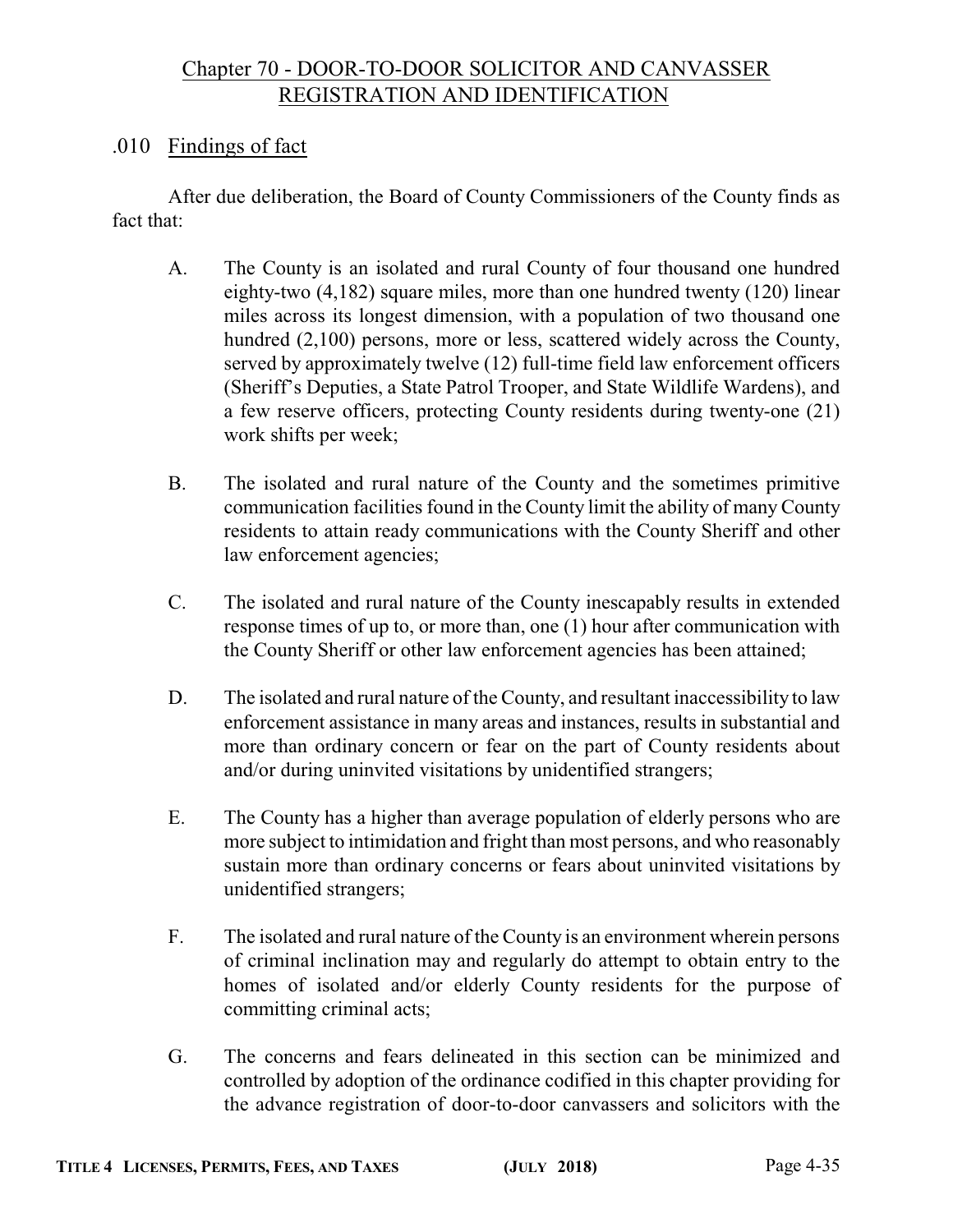# Chapter 70 - DOOR-TO-DOOR SOLICITOR AND CANVASSER REGISTRATION AND IDENTIFICATION

## .010 Findings of fact

After due deliberation, the Board of County Commissioners of the County finds as fact that:

A. The County is an isolated and rural County of four thousand one hundred eighty-two (4,182) square miles, more than one hundred twenty (120) linear miles across its longest dimension, with a population of two thousand one hundred (2,100) persons, more or less, scattered widely across the County, served by approximately twelve (12) full-time field law enforcement officers (Sheriff's Deputies, a State Patrol Trooper, and State Wildlife Wardens), and a few reserve officers, protecting County residents during twenty-one (21) work shifts per week;

B. The isolated and rural nature of the County and the sometimes primitive communication facilities found in the County limit the ability of many County residents to attain ready communications with the County Sheriff and other law enforcement agencies;

C. The isolated and rural nature of the County inescapably results in extended response times of up to, or more than, one (1) hour after communication with the County Sheriff or other law enforcement agencies has been attained;

D. The isolated and rural nature of the County, and resultant inaccessibility to law enforcement assistance in many areas and instances, results in substantial and more than ordinary concern or fear on the part of County residents about and/or during uninvited visitations by unidentified strangers;

E. The County has a higher than average population of elderly persons who are more subject to intimidation and fright than most persons, and who reasonably sustain more than ordinary concerns or fears about uninvited visitations by unidentified strangers;

F. The isolated and rural nature of the County is an environment wherein persons of criminal inclination may and regularly do attempt to obtain entry to the homes of isolated and/or elderly County residents for the purpose of committing criminal acts;

G. The concerns and fears delineated in this section can be minimized and controlled by adoption of the ordinance codified in this chapter providing for the advance registration of door-to-door canvassers and solicitors with the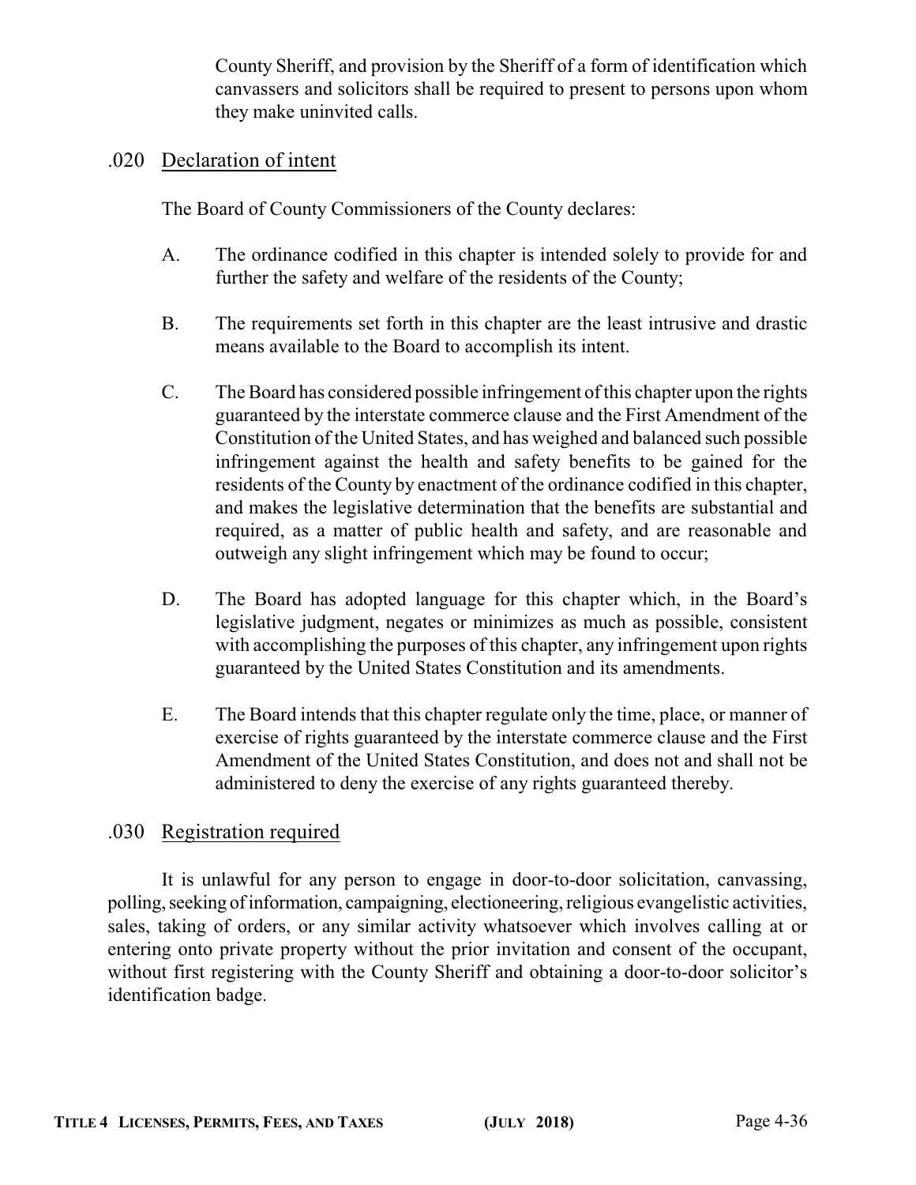County Sheriff, and provision by the Sheriff of a form of identification which canvassers and solicitors shall be required to present to persons upon whom they make uninvited calls.

### .020 Declaration of intent

The Board of County Commissioners of the County declares:

A. The ordinance codified in this chapter is intended solely to provide for and further the safety and welfare of the residents of the County;

B. The requirements set forth in this chapter are the least intrusive and drastic means available to the Board to accomplish its intent.

C. The Board has considered possible infringement of this chapter upon the rights guaranteed by the interstate commerce clause and the First Amendment of the Constitution of the United States, and has weighed and balanced such possible infringement against the health and safety benefits to be gained for the residents of the County by enactment of the ordinance codified in this chapter, and makes the legislative determination that the benefits are substantial and required, as a matter of public health and safety, and are reasonable and outweigh any slight infringement which may be found to occur;

D. The Board has adopted language for this chapter which, in the Board's legislative judgment, negates or minimizes as much as possible, consistent with accomplishing the purposes of this chapter, any infringement upon rights guaranteed by the United States Constitution and its amendments.

E. The Board intends that this chapter regulate only the time, place, or manner of exercise of rights guaranteed by the interstate commerce clause and the First Amendment of the United States Constitution, and does not and shall not be administered to deny the exercise of any rights guaranteed thereby.

### .030 Registration required

It is unlawful for any person to engage in door-to-door solicitation, canvassing, polling, seeking of information, campaigning, electioneering, religious evangelistic activities, sales, taking of orders, or any similar activity whatsoever which involves calling at or entering onto private property without the prior invitation and consent of the occupant, without first registering with the County Sheriff and obtaining a door-to-door solicitor's identification badge.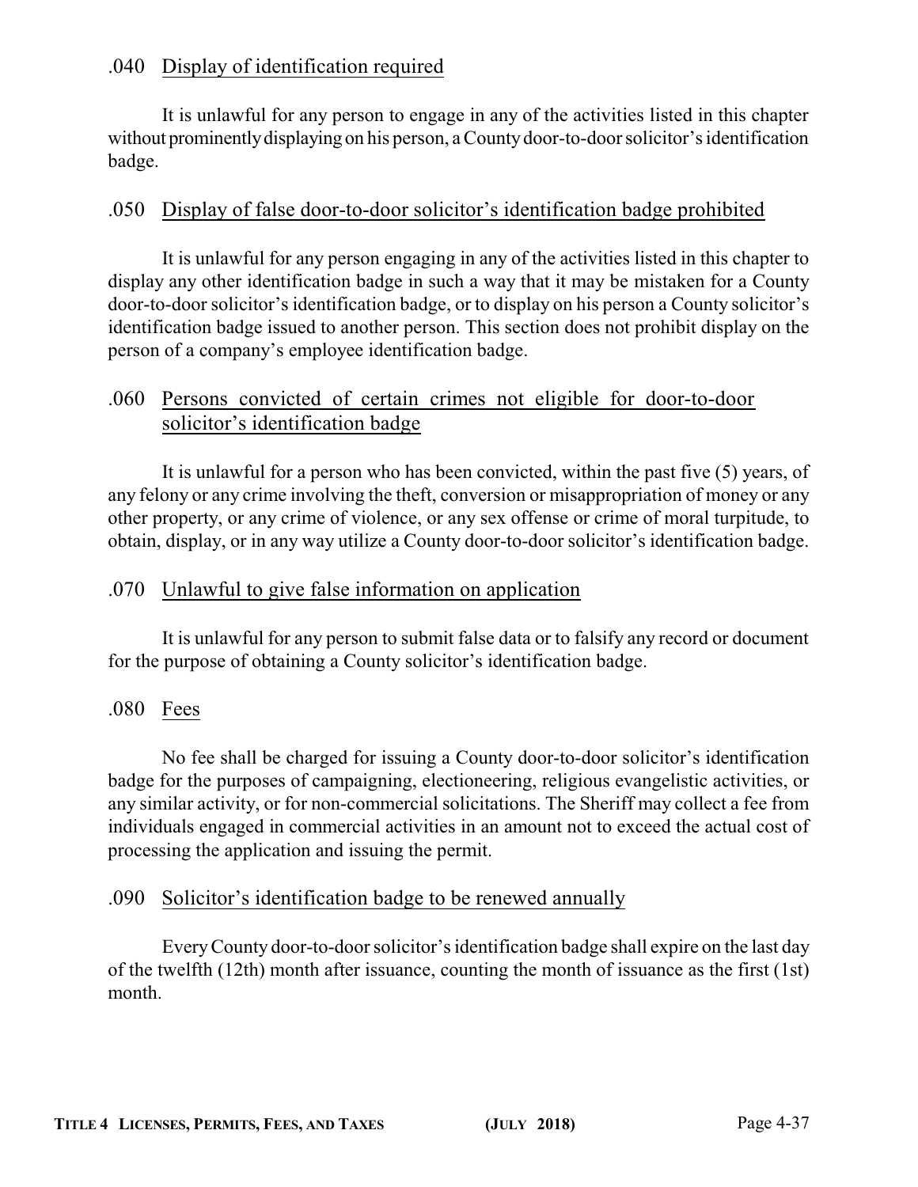### .040 Display of identification required

It is unlawful for any person to engage in any of the activities listed in this chapter without prominently displaying on his person, a County door-to-door solicitor's identification badge.

### .050 Display of false door-to-door solicitor's identification badge prohibited

It is unlawful for any person engaging in any of the activities listed in this chapter to display any other identification badge in such a way that it may be mistaken for a County door-to-door solicitor's identification badge, or to display on his person a County solicitor's identification badge issued to another person. This section does not prohibit display on the person of a company's employee identification badge.

### .060 Persons convicted of certain crimes not eligible for door-to-door solicitor's identification badge

It is unlawful for a person who has been convicted, within the past five (5) years, of any felony or any crime involving the theft, conversion or misappropriation of money or any other property, or any crime of violence, or any sex offense or crime of moral turpitude, to obtain, display, or in any way utilize a County door-to-door solicitor's identification badge.

### .070 Unlawful to give false information on application

It is unlawful for any person to submit false data or to falsify any record or document for the purpose of obtaining a County solicitor's identification badge.

### .080 Fees

No fee shall be charged for issuing a County door-to-door solicitor's identification badge for the purposes of campaigning, electioneering, religious evangelistic activities, or any similar activity, or for non-commercial solicitations. The Sheriff may collect a fee from individuals engaged in commercial activities in an amount not to exceed the actual cost of processing the application and issuing the permit.

### .090 Solicitor's identification badge to be renewed annually

Every County door-to-door solicitor's identification badge shall expire on the last day of the twelfth (12th) month after issuance, counting the month of issuance as the first (1st) month.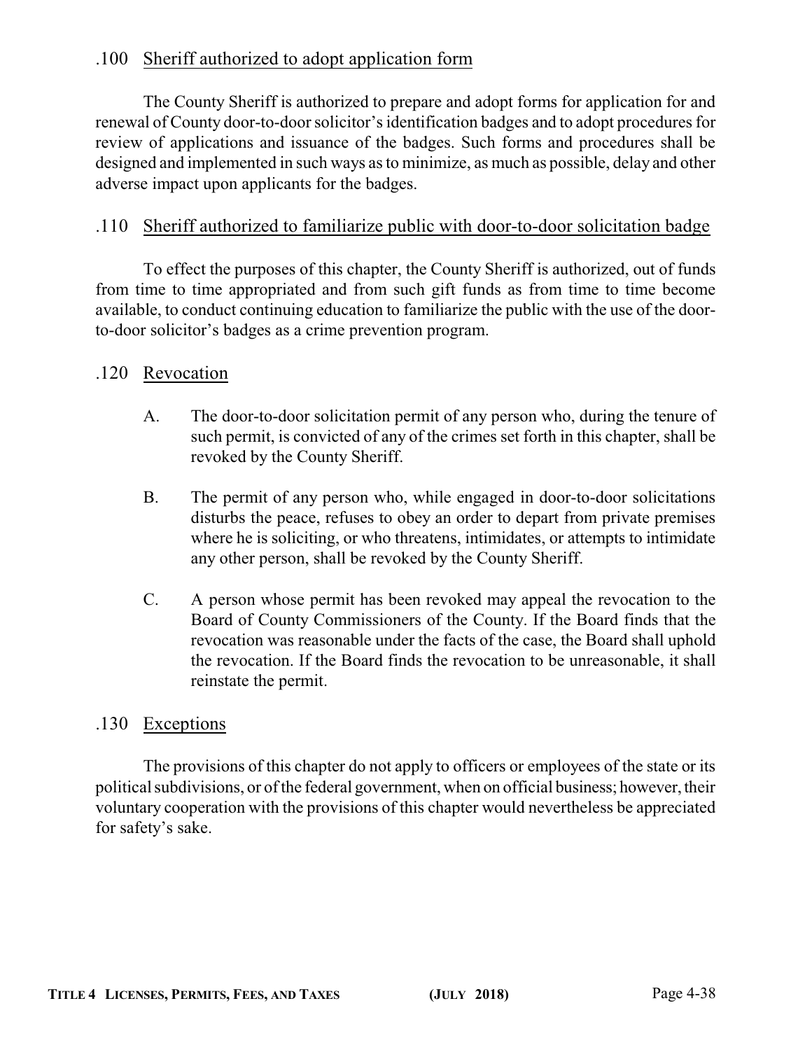## .100 Sheriff authorized to adopt application form

The County Sheriff is authorized to prepare and adopt forms for application for and renewal of County door-to-door solicitor's identification badges and to adopt procedures for review of applications and issuance of the badges. Such forms and procedures shall be designed and implemented in such ways as to minimize, as much as possible, delay and other adverse impact upon applicants for the badges.

## .110 Sheriff authorized to familiarize public with door-to-door solicitation badge

To effect the purposes of this chapter, the County Sheriff is authorized, out of funds from time to time appropriated and from such gift funds as from time to time become available, to conduct continuing education to familiarize the public with the use of the door-to-door solicitor's badges as a crime prevention program.

## .120 Revocation

A. The door-to-door solicitation permit of any person who, during the tenure of such permit, is convicted of any of the crimes set forth in this chapter, shall be revoked by the County Sheriff.

B. The permit of any person who, while engaged in door-to-door solicitations disturbs the peace, refuses to obey an order to depart from private premises where he is soliciting, or who threatens, intimidates, or attempts to intimidate any other person, shall be revoked by the County Sheriff.

C. A person whose permit has been revoked may appeal the revocation to the Board of County Commissioners of the County. If the Board finds that the revocation was reasonable under the facts of the case, the Board shall uphold the revocation. If the Board finds the revocation to be unreasonable, it shall reinstate the permit.

## .130 Exceptions

The provisions of this chapter do not apply to officers or employees of the state or its political subdivisions, or of the federal government, when on official business; however, their voluntary cooperation with the provisions of this chapter would nevertheless be appreciated for safety's sake.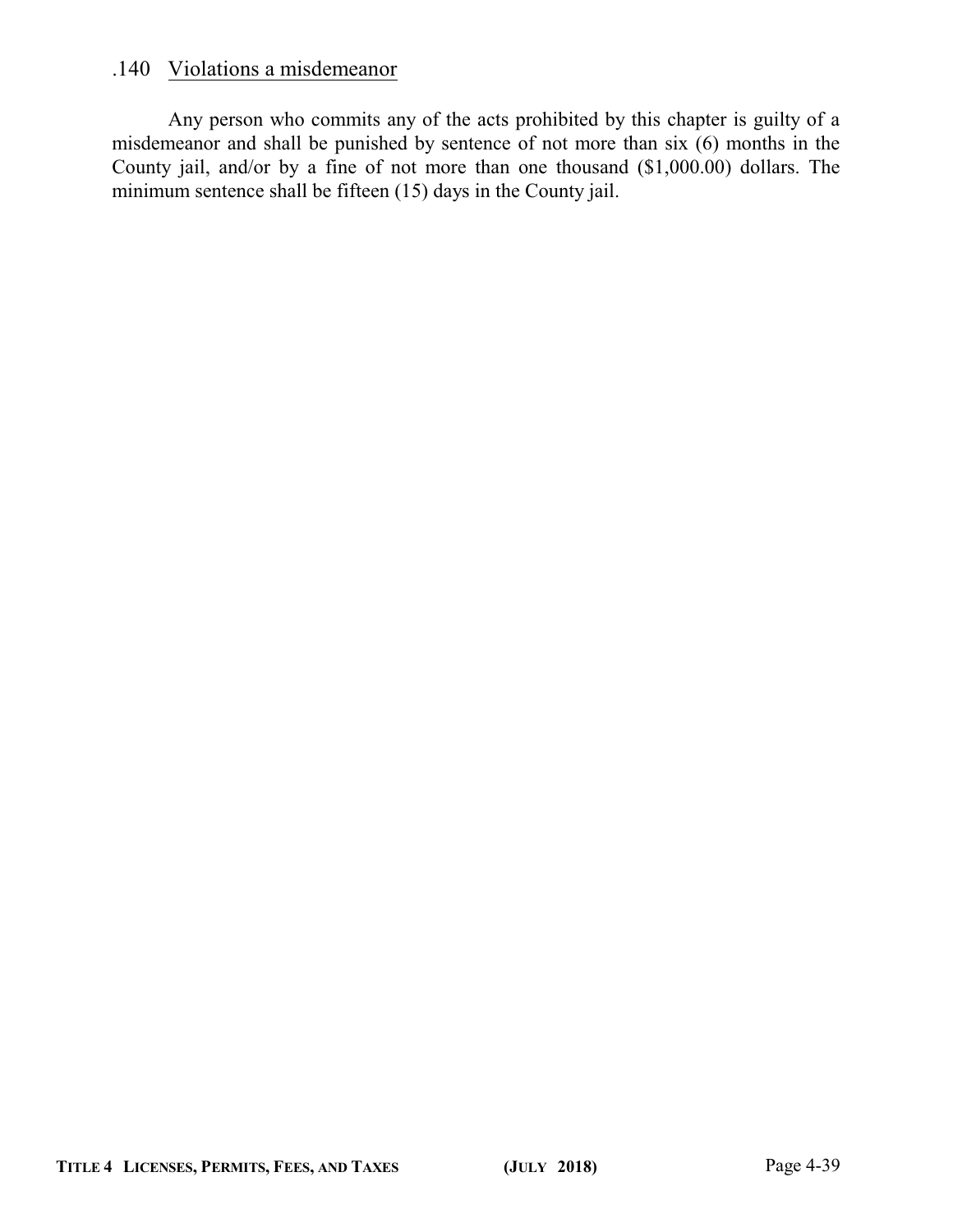## .140 Violations a misdemeanor

Any person who commits any of the acts prohibited by this chapter is guilty of a misdemeanor and shall be punished by sentence of not more than six (6) months in the County jail, and/or by a fine of not more than one thousand ($1,000.00) dollars. The minimum sentence shall be fifteen (15) days in the County jail.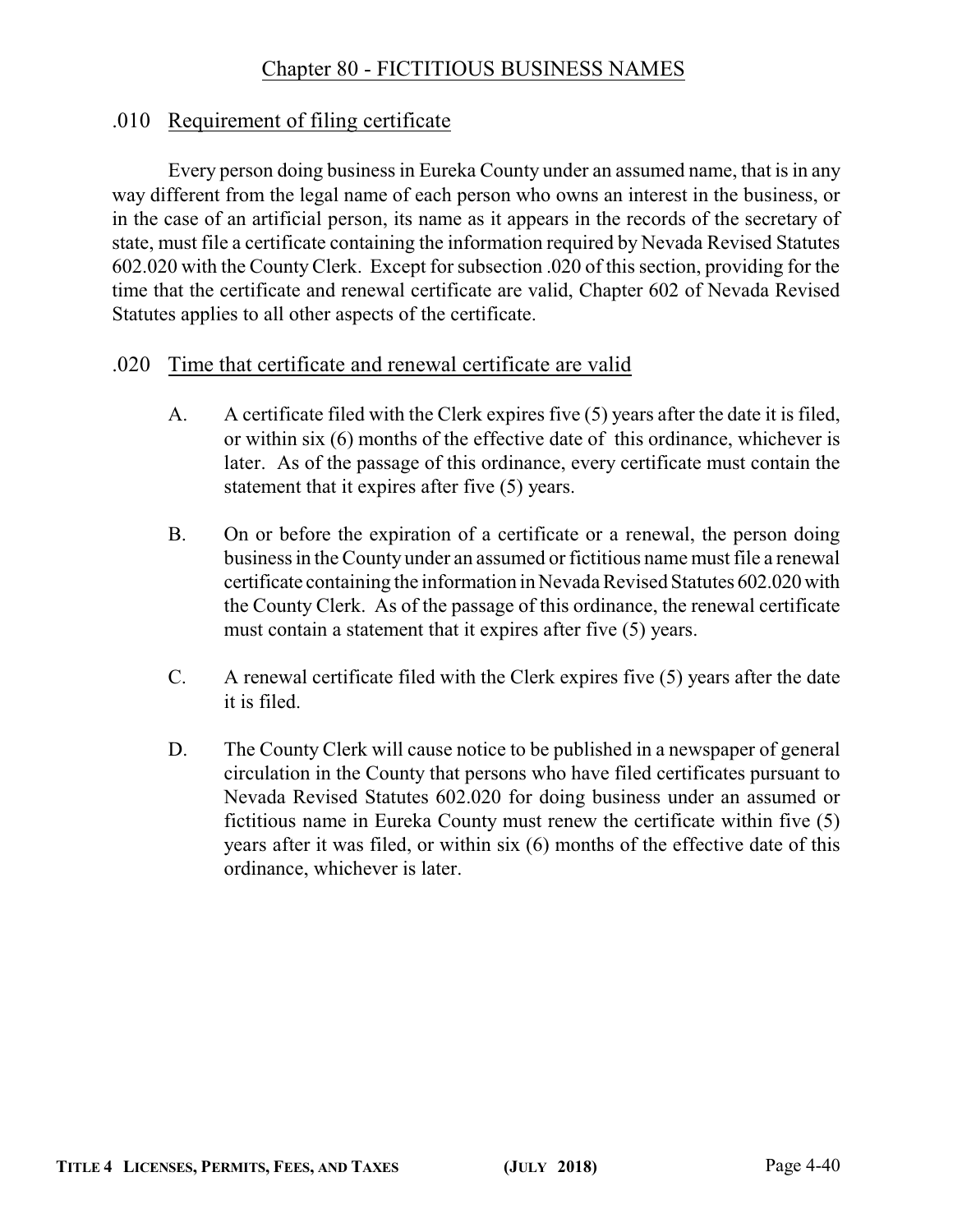# Chapter 80 - FICTITIOUS BUSINESS NAMES

## .010 Requirement of filing certificate

Every person doing business in Eureka County under an assumed name, that is in any way different from the legal name of each person who owns an interest in the business, or in the case of an artificial person, its name as it appears in the records of the secretary of state, must file a certificate containing the information required by Nevada Revised Statutes 602.020 with the County Clerk. Except for subsection .020 of this section, providing for the time that the certificate and renewal certificate are valid, Chapter 602 of Nevada Revised Statutes applies to all other aspects of the certificate.

## .020 Time that certificate and renewal certificate are valid

A. A certificate filed with the Clerk expires five (5) years after the date it is filed, or within six (6) months of the effective date of this ordinance, whichever is later. As of the passage of this ordinance, every certificate must contain the statement that it expires after five (5) years.

B. On or before the expiration of a certificate or a renewal, the person doing business in the County under an assumed or fictitious name must file a renewal certificate containing the information in Nevada Revised Statutes 602.020 with the County Clerk. As of the passage of this ordinance, the renewal certificate must contain a statement that it expires after five (5) years.

C. A renewal certificate filed with the Clerk expires five (5) years after the date it is filed.

D. The County Clerk will cause notice to be published in a newspaper of general circulation in the County that persons who have filed certificates pursuant to Nevada Revised Statutes 602.020 for doing business under an assumed or fictitious name in Eureka County must renew the certificate within five (5) years after it was filed, or within six (6) months of the effective date of this ordinance, whichever is later.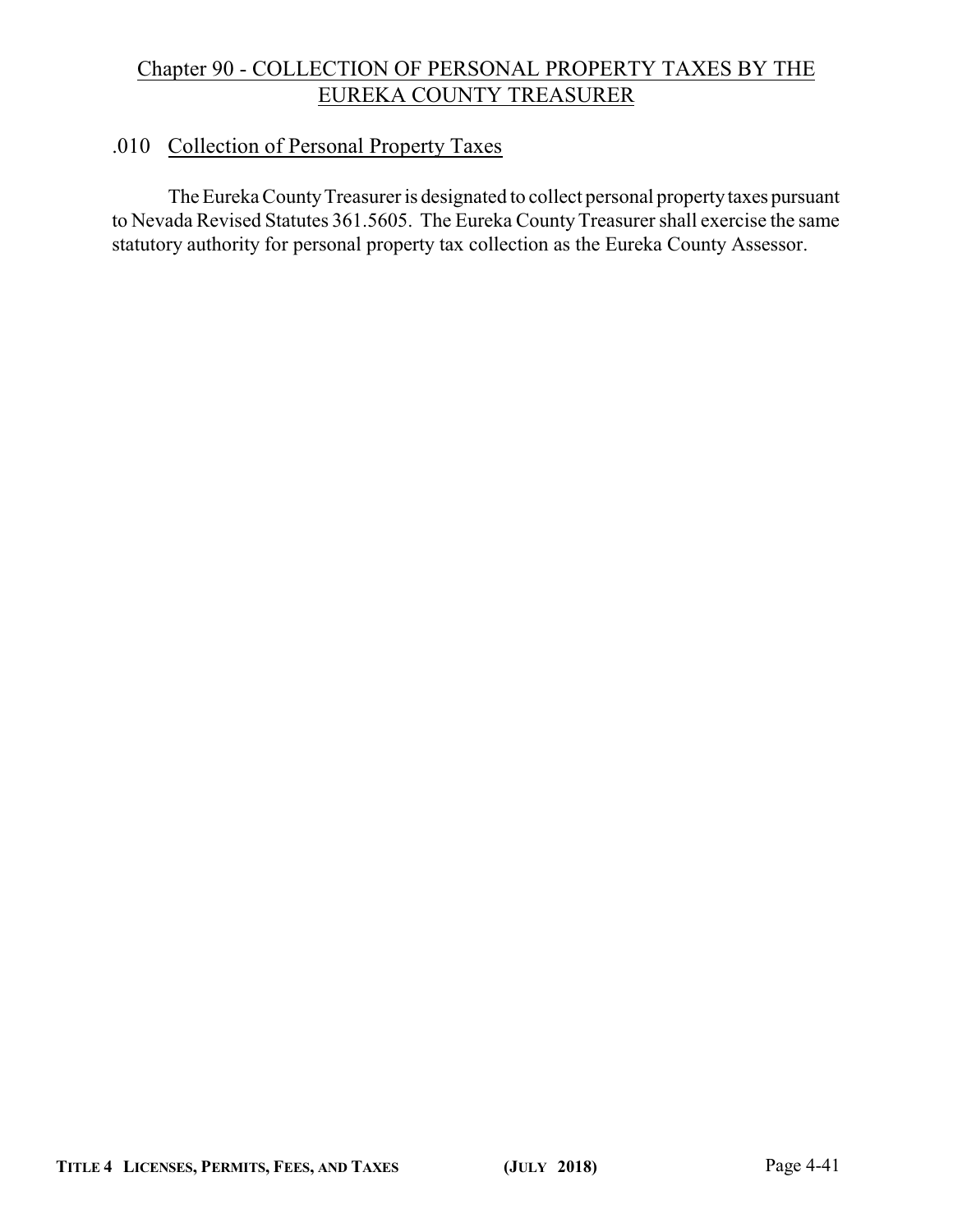# Chapter 90 - COLLECTION OF PERSONAL PROPERTY TAXES BY THE EUREKA COUNTY TREASURER

## .010 Collection of Personal Property Taxes

The Eureka County Treasurer is designated to collect personal property taxes pursuant to Nevada Revised Statutes 361.5605. The Eureka County Treasurer shall exercise the same statutory authority for personal property tax collection as the Eureka County Assessor.